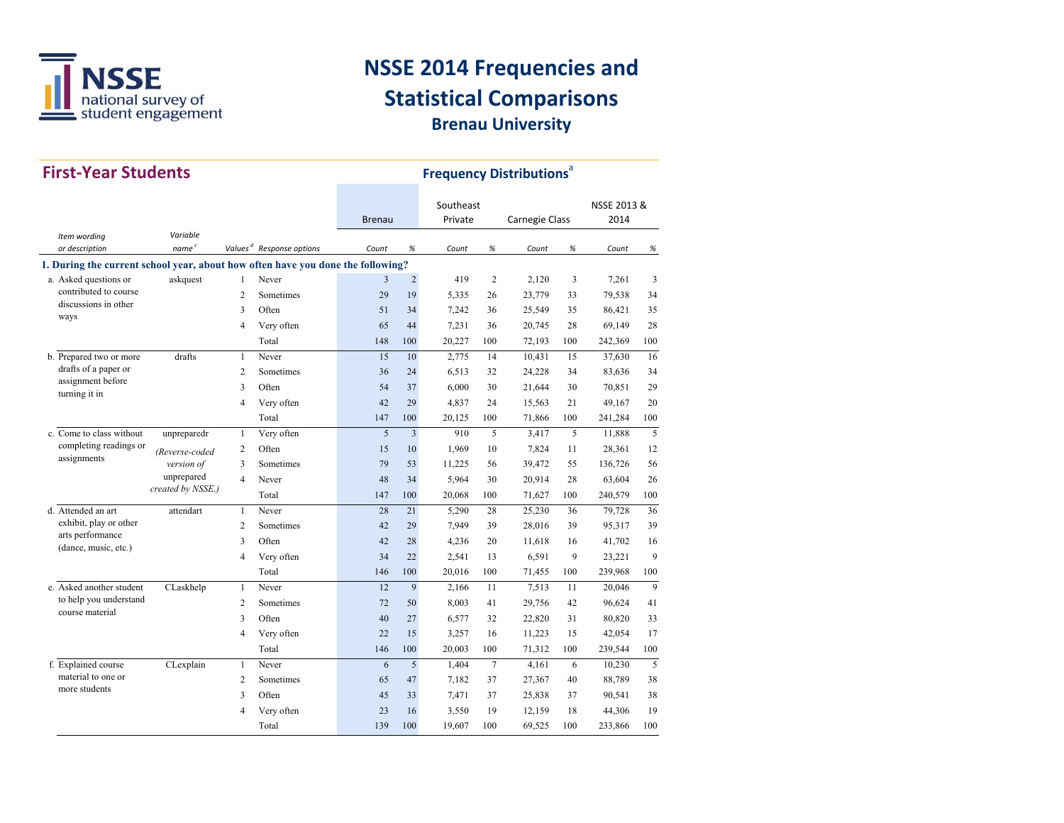# NSSE 2014 Frequencies and Statistical Comparisons

## Brenau University

## First-Year Students

### Frequency Distributions[a]

| Item wording or description | Variable name[c] | Values[d] | Response options | Brenau Count | Brenau % | Southeast Private Count | Southeast Private % | Carnegie Class Count | Carnegie Class % | NSSE 2013 & 2014 Count | NSSE 2013 & 2014 % |
|---|---|---|---|---|---|---|---|---|---|---|---|
| **1. During the current school year, about how often have you done the following?** | | | | | | | | | | | |
| a. Asked questions or contributed to course discussions in other ways | askquest | 1 | Never | 3 | 2 | 419 | 2 | 2,120 | 3 | 7,261 | 3 |
| | | 2 | Sometimes | 29 | 19 | 5,335 | 26 | 23,779 | 33 | 79,538 | 34 |
| | | 3 | Often | 51 | 34 | 7,242 | 36 | 25,549 | 35 | 86,421 | 35 |
| | | 4 | Very often | 65 | 44 | 7,231 | 36 | 20,745 | 28 | 69,149 | 28 |
| | | | Total | 148 | 100 | 20,227 | 100 | 72,193 | 100 | 242,369 | 100 |
| b. Prepared two or more drafts of a paper or assignment before turning it in | drafts | 1 | Never | 15 | 10 | 2,775 | 14 | 10,431 | 15 | 37,630 | 16 |
| | | 2 | Sometimes | 36 | 24 | 6,513 | 32 | 24,228 | 34 | 83,636 | 34 |
| | | 3 | Often | 54 | 37 | 6,000 | 30 | 21,644 | 30 | 70,851 | 29 |
| | | 4 | Very often | 42 | 29 | 4,837 | 24 | 15,563 | 21 | 49,167 | 20 |
| | | | Total | 147 | 100 | 20,125 | 100 | 71,866 | 100 | 241,284 | 100 |
| c. Come to class without completing readings or assignments | unpreparedr *(Reverse-coded version of unprepared created by NSSE.)* | 1 | Very often | 5 | 3 | 910 | 5 | 3,417 | 5 | 11,888 | 5 |
| | | 2 | Often | 15 | 10 | 1,969 | 10 | 7,824 | 11 | 28,361 | 12 |
| | | 3 | Sometimes | 79 | 53 | 11,225 | 56 | 39,472 | 55 | 136,726 | 56 |
| | | 4 | Never | 48 | 34 | 5,964 | 30 | 20,914 | 28 | 63,604 | 26 |
| | | | Total | 147 | 100 | 20,068 | 100 | 71,627 | 100 | 240,579 | 100 |
| d. Attended an art exhibit, play or other arts performance (dance, music, etc.) | attendart | 1 | Never | 28 | 21 | 5,290 | 28 | 25,230 | 36 | 79,728 | 36 |
| | | 2 | Sometimes | 42 | 29 | 7,949 | 39 | 28,016 | 39 | 95,317 | 39 |
| | | 3 | Often | 42 | 28 | 4,236 | 20 | 11,618 | 16 | 41,702 | 16 |
| | | 4 | Very often | 34 | 22 | 2,541 | 13 | 6,591 | 9 | 23,221 | 9 |
| | | | Total | 146 | 100 | 20,016 | 100 | 71,455 | 100 | 239,968 | 100 |
| e. Asked another student to help you understand course material | CLaskhelp | 1 | Never | 12 | 9 | 2,166 | 11 | 7,513 | 11 | 20,046 | 9 |
| | | 2 | Sometimes | 72 | 50 | 8,003 | 41 | 29,756 | 42 | 96,624 | 41 |
| | | 3 | Often | 40 | 27 | 6,577 | 32 | 22,820 | 31 | 80,820 | 33 |
| | | 4 | Very often | 22 | 15 | 3,257 | 16 | 11,223 | 15 | 42,054 | 17 |
| | | | Total | 146 | 100 | 20,003 | 100 | 71,312 | 100 | 239,544 | 100 |
| f. Explained course material to one or more students | CLexplain | 1 | Never | 6 | 5 | 1,404 | 7 | 4,161 | 6 | 10,230 | 5 |
| | | 2 | Sometimes | 65 | 47 | 7,182 | 37 | 27,367 | 40 | 88,789 | 38 |
| | | 3 | Often | 45 | 33 | 7,471 | 37 | 25,838 | 37 | 90,541 | 38 |
| | | 4 | Very often | 23 | 16 | 3,550 | 19 | 12,159 | 18 | 44,306 | 19 |
| | | | Total | 139 | 100 | 19,607 | 100 | 69,525 | 100 | 233,866 | 100 |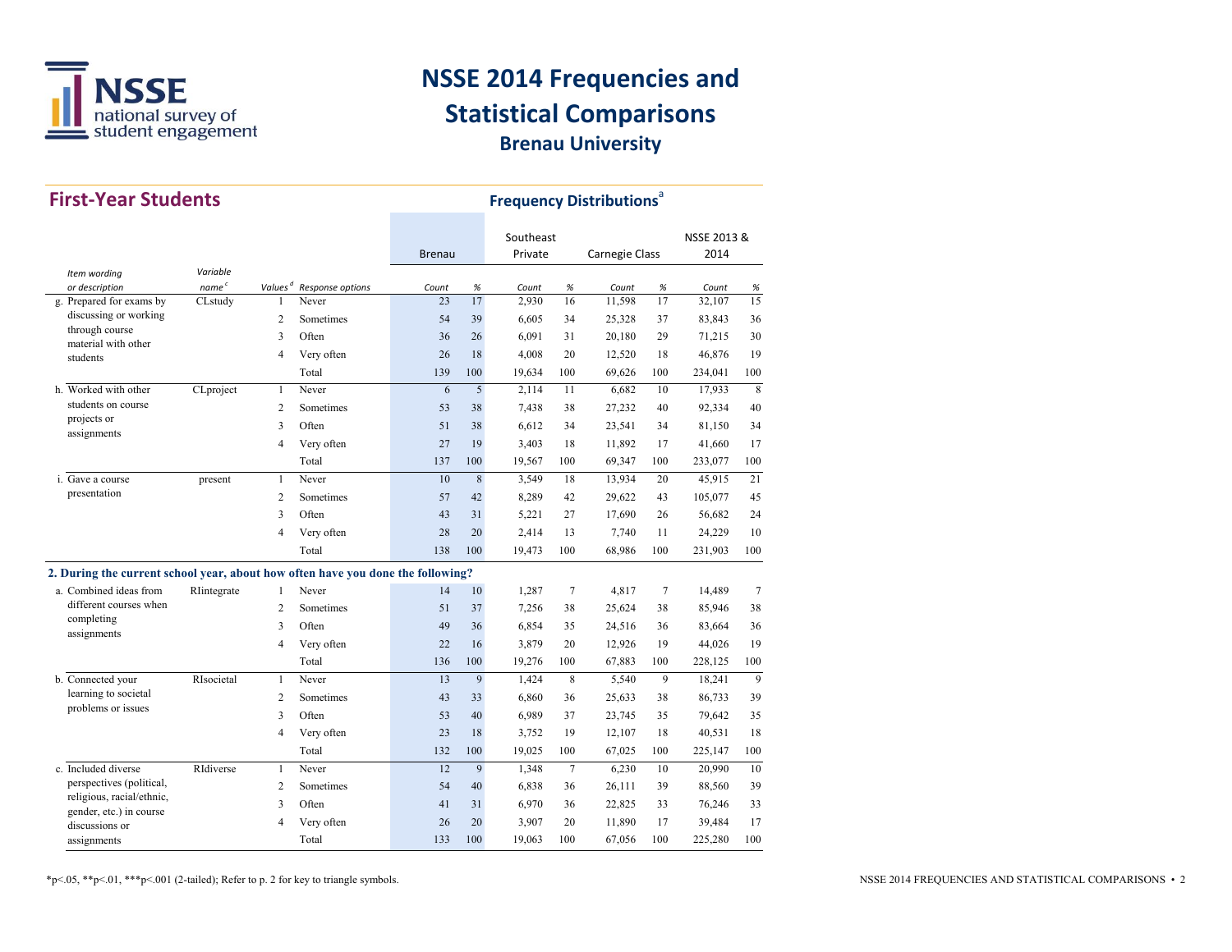# NSSE 2014 Frequencies and Statistical Comparisons

## Brenau University

## First-Year Students

### Frequency Distributions[a]

| Item wording or description | Variable name[c] | Values[d] | Response options | Brenau Count | Brenau % | Southeast Private Count | Southeast Private % | Carnegie Class Count | Carnegie Class % | NSSE 2013 & 2014 Count | NSSE 2013 & 2014 % |
|---|---|---|---|---|---|---|---|---|---|---|---|
| g. Prepared for exams by discussing or working through course material with other students | CLstudy | 1 | Never | 23 | 17 | 2,930 | 16 | 11,598 | 17 | 32,107 | 15 |
| | | 2 | Sometimes | 54 | 39 | 6,605 | 34 | 25,328 | 37 | 83,843 | 36 |
| | | 3 | Often | 36 | 26 | 6,091 | 31 | 20,180 | 29 | 71,215 | 30 |
| | | 4 | Very often | 26 | 18 | 4,008 | 20 | 12,520 | 18 | 46,876 | 19 |
| | | | Total | 139 | 100 | 19,634 | 100 | 69,626 | 100 | 234,041 | 100 |
| h. Worked with other students on course projects or assignments | CLproject | 1 | Never | 6 | 5 | 2,114 | 11 | 6,682 | 10 | 17,933 | 8 |
| | | 2 | Sometimes | 53 | 38 | 7,438 | 38 | 27,232 | 40 | 92,334 | 40 |
| | | 3 | Often | 51 | 38 | 6,612 | 34 | 23,541 | 34 | 81,150 | 34 |
| | | 4 | Very often | 27 | 19 | 3,403 | 18 | 11,892 | 17 | 41,660 | 17 |
| | | | Total | 137 | 100 | 19,567 | 100 | 69,347 | 100 | 233,077 | 100 |
| i. Gave a course presentation | present | 1 | Never | 10 | 8 | 3,549 | 18 | 13,934 | 20 | 45,915 | 21 |
| | | 2 | Sometimes | 57 | 42 | 8,289 | 42 | 29,622 | 43 | 105,077 | 45 |
| | | 3 | Often | 43 | 31 | 5,221 | 27 | 17,690 | 26 | 56,682 | 24 |
| | | 4 | Very often | 28 | 20 | 2,414 | 13 | 7,740 | 11 | 24,229 | 10 |
| | | | Total | 138 | 100 | 19,473 | 100 | 68,986 | 100 | 231,903 | 100 |
| **2. During the current school year, about how often have you done the following?** | | | | | | | | | | | |
| a. Combined ideas from different courses when completing assignments | RIintegrate | 1 | Never | 14 | 10 | 1,287 | 7 | 4,817 | 7 | 14,489 | 7 |
| | | 2 | Sometimes | 51 | 37 | 7,256 | 38 | 25,624 | 38 | 85,946 | 38 |
| | | 3 | Often | 49 | 36 | 6,854 | 35 | 24,516 | 36 | 83,664 | 36 |
| | | 4 | Very often | 22 | 16 | 3,879 | 20 | 12,926 | 19 | 44,026 | 19 |
| | | | Total | 136 | 100 | 19,276 | 100 | 67,883 | 100 | 228,125 | 100 |
| b. Connected your learning to societal problems or issues | RIsocietal | 1 | Never | 13 | 9 | 1,424 | 8 | 5,540 | 9 | 18,241 | 9 |
| | | 2 | Sometimes | 43 | 33 | 6,860 | 36 | 25,633 | 38 | 86,733 | 39 |
| | | 3 | Often | 53 | 40 | 6,989 | 37 | 23,745 | 35 | 79,642 | 35 |
| | | 4 | Very often | 23 | 18 | 3,752 | 19 | 12,107 | 18 | 40,531 | 18 |
| | | | Total | 132 | 100 | 19,025 | 100 | 67,025 | 100 | 225,147 | 100 |
| c. Included diverse perspectives (political, religious, racial/ethnic, gender, etc.) in course discussions or assignments | RIdiverse | 1 | Never | 12 | 9 | 1,348 | 7 | 6,230 | 10 | 20,990 | 10 |
| | | 2 | Sometimes | 54 | 40 | 6,838 | 36 | 26,111 | 39 | 88,560 | 39 |
| | | 3 | Often | 41 | 31 | 6,970 | 36 | 22,825 | 33 | 76,246 | 33 |
| | | 4 | Very often | 26 | 20 | 3,907 | 20 | 11,890 | 17 | 39,484 | 17 |
| | | | Total | 133 | 100 | 19,063 | 100 | 67,056 | 100 | 225,280 | 100 |

*p<.05, **p<.01, ***p<.001 (2-tailed); Refer to p. 2 for key to triangle symbols.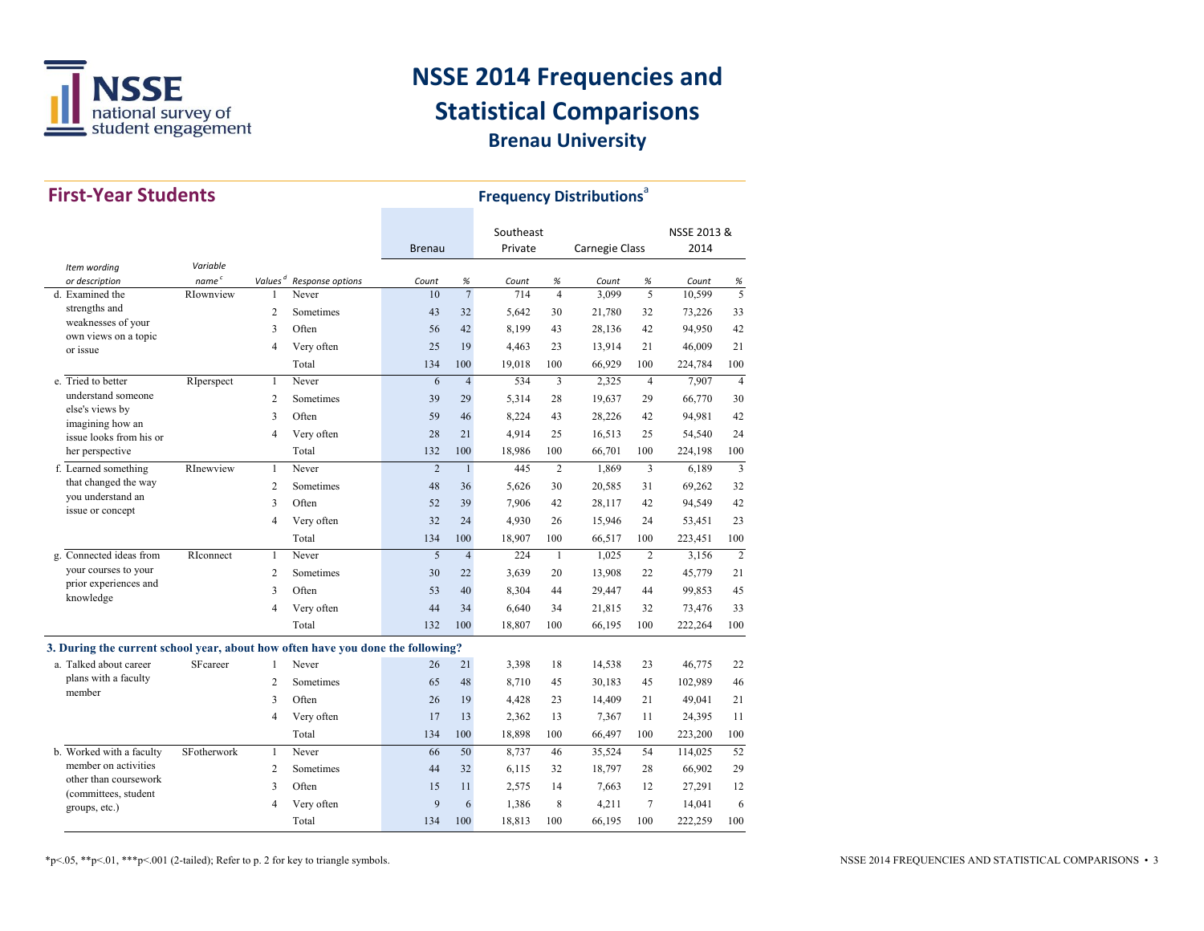# NSSE 2014 Frequencies and Statistical Comparisons

## Brenau University

## First-Year Students

### Frequency Distributions[a]

| Item wording or description | Variable name[c] | Values[d] | Response options | Brenau Count | Brenau % | Southeast Private Count | Southeast Private % | Carnegie Class Count | Carnegie Class % | NSSE 2013 & 2014 Count | NSSE 2013 & 2014 % |
|---|---|---|---|---|---|---|---|---|---|---|---|
| d. Examined the strengths and weaknesses of your own views on a topic or issue | RIownview | 1 | Never | 10 | 7 | 714 | 4 | 3,099 | 5 | 10,599 | 5 |
| | | 2 | Sometimes | 43 | 32 | 5,642 | 30 | 21,780 | 32 | 73,226 | 33 |
| | | 3 | Often | 56 | 42 | 8,199 | 43 | 28,136 | 42 | 94,950 | 42 |
| | | 4 | Very often | 25 | 19 | 4,463 | 23 | 13,914 | 21 | 46,009 | 21 |
| | | | Total | 134 | 100 | 19,018 | 100 | 66,929 | 100 | 224,784 | 100 |
| e. Tried to better understand someone else's views by imagining how an issue looks from his or her perspective | RIperspect | 1 | Never | 6 | 4 | 534 | 3 | 2,325 | 4 | 7,907 | 4 |
| | | 2 | Sometimes | 39 | 29 | 5,314 | 28 | 19,637 | 29 | 66,770 | 30 |
| | | 3 | Often | 59 | 46 | 8,224 | 43 | 28,226 | 42 | 94,981 | 42 |
| | | 4 | Very often | 28 | 21 | 4,914 | 25 | 16,513 | 25 | 54,540 | 24 |
| | | | Total | 132 | 100 | 18,986 | 100 | 66,701 | 100 | 224,198 | 100 |
| f. Learned something that changed the way you understand an issue or concept | RInewview | 1 | Never | 2 | 1 | 445 | 2 | 1,869 | 3 | 6,189 | 3 |
| | | 2 | Sometimes | 48 | 36 | 5,626 | 30 | 20,585 | 31 | 69,262 | 32 |
| | | 3 | Often | 52 | 39 | 7,906 | 42 | 28,117 | 42 | 94,549 | 42 |
| | | 4 | Very often | 32 | 24 | 4,930 | 26 | 15,946 | 24 | 53,451 | 23 |
| | | | Total | 134 | 100 | 18,907 | 100 | 66,517 | 100 | 223,451 | 100 |
| g. Connected ideas from your courses to your prior experiences and knowledge | RIconnect | 1 | Never | 5 | 4 | 224 | 1 | 1,025 | 2 | 3,156 | 2 |
| | | 2 | Sometimes | 30 | 22 | 3,639 | 20 | 13,908 | 22 | 45,779 | 21 |
| | | 3 | Often | 53 | 40 | 8,304 | 44 | 29,447 | 44 | 99,853 | 45 |
| | | 4 | Very often | 44 | 34 | 6,640 | 34 | 21,815 | 32 | 73,476 | 33 |
| | | | Total | 132 | 100 | 18,807 | 100 | 66,195 | 100 | 222,264 | 100 |
| **3. During the current school year, about how often have you done the following?** | | | | | | | | | | | |
| a. Talked about career plans with a faculty member | SFcareer | 1 | Never | 26 | 21 | 3,398 | 18 | 14,538 | 23 | 46,775 | 22 |
| | | 2 | Sometimes | 65 | 48 | 8,710 | 45 | 30,183 | 45 | 102,989 | 46 |
| | | 3 | Often | 26 | 19 | 4,428 | 23 | 14,409 | 21 | 49,041 | 21 |
| | | 4 | Very often | 17 | 13 | 2,362 | 13 | 7,367 | 11 | 24,395 | 11 |
| | | | Total | 134 | 100 | 18,898 | 100 | 66,497 | 100 | 223,200 | 100 |
| b. Worked with a faculty member on activities other than coursework (committees, student groups, etc.) | SFotherwork | 1 | Never | 66 | 50 | 8,737 | 46 | 35,524 | 54 | 114,025 | 52 |
| | | 2 | Sometimes | 44 | 32 | 6,115 | 32 | 18,797 | 28 | 66,902 | 29 |
| | | 3 | Often | 15 | 11 | 2,575 | 14 | 7,663 | 12 | 27,291 | 12 |
| | | 4 | Very often | 9 | 6 | 1,386 | 8 | 4,211 | 7 | 14,041 | 6 |
| | | | Total | 134 | 100 | 18,813 | 100 | 66,195 | 100 | 222,259 | 100 |

*p<.05, **p<.01, ***p<.001 (2-tailed); Refer to p. 2 for key to triangle symbols.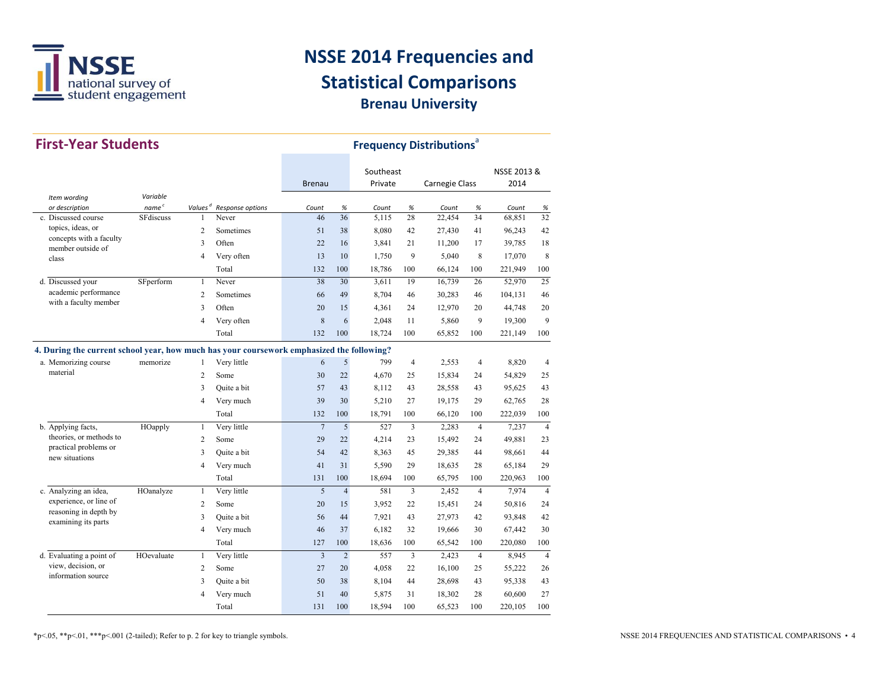# NSSE 2014 Frequencies and Statistical Comparisons

## Brenau University

## First-Year Students

### Frequency Distributions[a]

| Item wording or description | Variable name[c] | Values[d] | Response options | Brenau Count | Brenau % | Southeast Private Count | Southeast Private % | Carnegie Class Count | Carnegie Class % | NSSE 2013 & 2014 Count | NSSE 2013 & 2014 % |
|---|---|---|---|---|---|---|---|---|---|---|---|
| c. Discussed course topics, ideas, or concepts with a faculty member outside of class | SFdiscuss | 1 | Never | 46 | 36 | 5,115 | 28 | 22,454 | 34 | 68,851 | 32 |
| | | 2 | Sometimes | 51 | 38 | 8,080 | 42 | 27,430 | 41 | 96,243 | 42 |
| | | 3 | Often | 22 | 16 | 3,841 | 21 | 11,200 | 17 | 39,785 | 18 |
| | | 4 | Very often | 13 | 10 | 1,750 | 9 | 5,040 | 8 | 17,070 | 8 |
| | | | Total | 132 | 100 | 18,786 | 100 | 66,124 | 100 | 221,949 | 100 |
| d. Discussed your academic performance with a faculty member | SFperform | 1 | Never | 38 | 30 | 3,611 | 19 | 16,739 | 26 | 52,970 | 25 |
| | | 2 | Sometimes | 66 | 49 | 8,704 | 46 | 30,283 | 46 | 104,131 | 46 |
| | | 3 | Often | 20 | 15 | 4,361 | 24 | 12,970 | 20 | 44,748 | 20 |
| | | 4 | Very often | 8 | 6 | 2,048 | 11 | 5,860 | 9 | 19,300 | 9 |
| | | | Total | 132 | 100 | 18,724 | 100 | 65,852 | 100 | 221,149 | 100 |
| **4. During the current school year, how much has your coursework emphasized the following?** | | | | | | | | | | | |
| a. Memorizing course material | memorize | 1 | Very little | 6 | 5 | 799 | 4 | 2,553 | 4 | 8,820 | 4 |
| | | 2 | Some | 30 | 22 | 4,670 | 25 | 15,834 | 24 | 54,829 | 25 |
| | | 3 | Quite a bit | 57 | 43 | 8,112 | 43 | 28,558 | 43 | 95,625 | 43 |
| | | 4 | Very much | 39 | 30 | 5,210 | 27 | 19,175 | 29 | 62,765 | 28 |
| | | | Total | 132 | 100 | 18,791 | 100 | 66,120 | 100 | 222,039 | 100 |
| b. Applying facts, theories, or methods to practical problems or new situations | HOapply | 1 | Very little | 7 | 5 | 527 | 3 | 2,283 | 4 | 7,237 | 4 |
| | | 2 | Some | 29 | 22 | 4,214 | 23 | 15,492 | 24 | 49,881 | 23 |
| | | 3 | Quite a bit | 54 | 42 | 8,363 | 45 | 29,385 | 44 | 98,661 | 44 |
| | | 4 | Very much | 41 | 31 | 5,590 | 29 | 18,635 | 28 | 65,184 | 29 |
| | | | Total | 131 | 100 | 18,694 | 100 | 65,795 | 100 | 220,963 | 100 |
| c. Analyzing an idea, experience, or line of reasoning in depth by examining its parts | HOanalyze | 1 | Very little | 5 | 4 | 581 | 3 | 2,452 | 4 | 7,974 | 4 |
| | | 2 | Some | 20 | 15 | 3,952 | 22 | 15,451 | 24 | 50,816 | 24 |
| | | 3 | Quite a bit | 56 | 44 | 7,921 | 43 | 27,973 | 42 | 93,848 | 42 |
| | | 4 | Very much | 46 | 37 | 6,182 | 32 | 19,666 | 30 | 67,442 | 30 |
| | | | Total | 127 | 100 | 18,636 | 100 | 65,542 | 100 | 220,080 | 100 |
| d. Evaluating a point of view, decision, or information source | HOevaluate | 1 | Very little | 3 | 2 | 557 | 3 | 2,423 | 4 | 8,945 | 4 |
| | | 2 | Some | 27 | 20 | 4,058 | 22 | 16,100 | 25 | 55,222 | 26 |
| | | 3 | Quite a bit | 50 | 38 | 8,104 | 44 | 28,698 | 43 | 95,338 | 43 |
| | | 4 | Very much | 51 | 40 | 5,875 | 31 | 18,302 | 28 | 60,600 | 27 |
| | | | Total | 131 | 100 | 18,594 | 100 | 65,523 | 100 | 220,105 | 100 |

*p<.05, **p<.01, ***p<.001 (2-tailed); Refer to p. 2 for key to triangle symbols.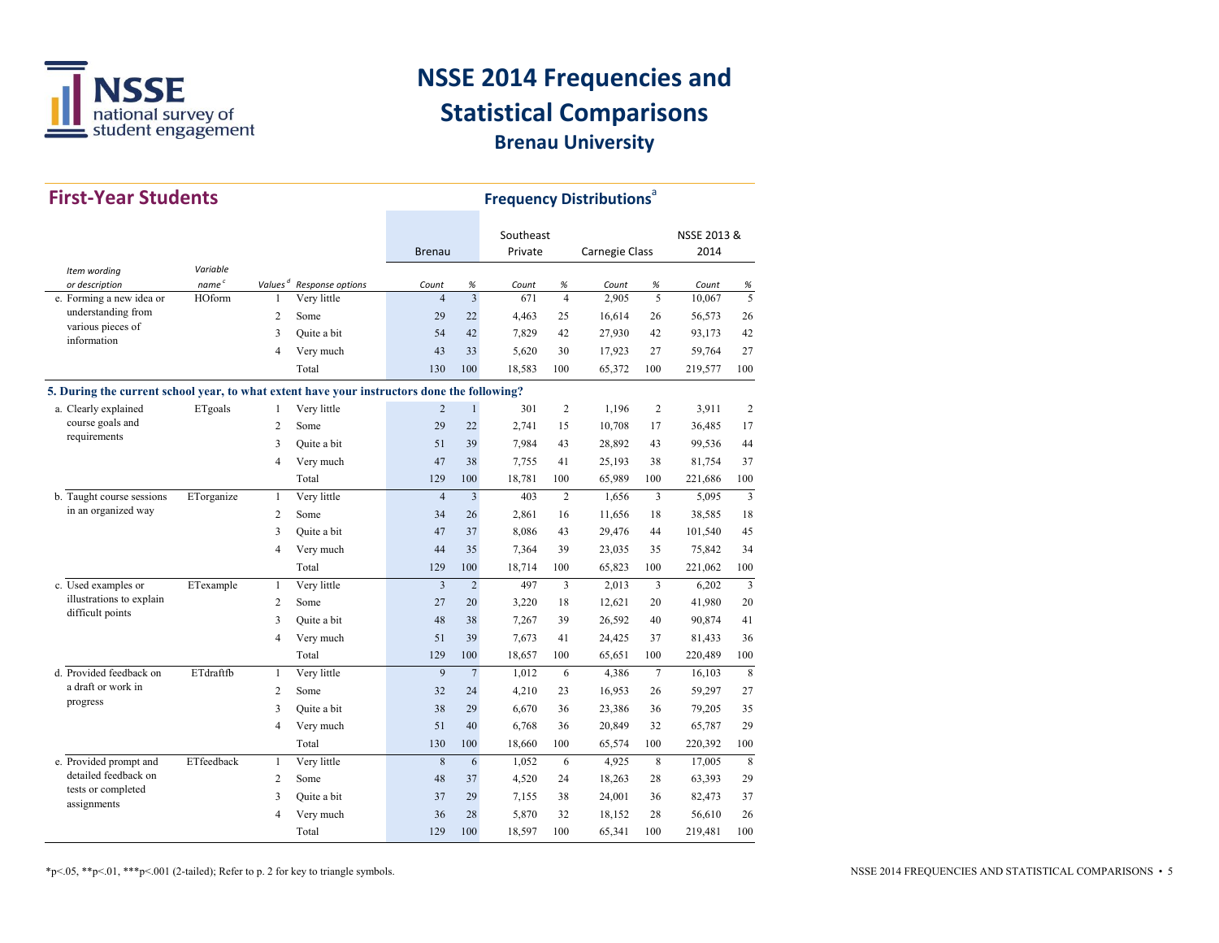# NSSE 2014 Frequencies and Statistical Comparisons

## Brenau University

## First-Year Students

### Frequency Distributions[a]

| Item wording or description | Variable name[c] | Values[d] | Response options | Brenau Count | Brenau % | Southeast Private Count | Southeast Private % | Carnegie Class Count | Carnegie Class % | NSSE 2013 & 2014 Count | NSSE 2013 & 2014 % |
|---|---|---|---|---|---|---|---|---|---|---|---|
| e. Forming a new idea or understanding from various pieces of information | HOform | 1 | Very little | 4 | 3 | 671 | 4 | 2,905 | 5 | 10,067 | 5 |
| | | 2 | Some | 29 | 22 | 4,463 | 25 | 16,614 | 26 | 56,573 | 26 |
| | | 3 | Quite a bit | 54 | 42 | 7,829 | 42 | 27,930 | 42 | 93,173 | 42 |
| | | 4 | Very much | 43 | 33 | 5,620 | 30 | 17,923 | 27 | 59,764 | 27 |
| | | | Total | 130 | 100 | 18,583 | 100 | 65,372 | 100 | 219,577 | 100 |
| **5. During the current school year, to what extent have your instructors done the following?** | | | | | | | | | | | |
| a. Clearly explained course goals and requirements | ETgoals | 1 | Very little | 2 | 1 | 301 | 2 | 1,196 | 2 | 3,911 | 2 |
| | | 2 | Some | 29 | 22 | 2,741 | 15 | 10,708 | 17 | 36,485 | 17 |
| | | 3 | Quite a bit | 51 | 39 | 7,984 | 43 | 28,892 | 43 | 99,536 | 44 |
| | | 4 | Very much | 47 | 38 | 7,755 | 41 | 25,193 | 38 | 81,754 | 37 |
| | | | Total | 129 | 100 | 18,781 | 100 | 65,989 | 100 | 221,686 | 100 |
| b. Taught course sessions in an organized way | ETorganize | 1 | Very little | 4 | 3 | 403 | 2 | 1,656 | 3 | 5,095 | 3 |
| | | 2 | Some | 34 | 26 | 2,861 | 16 | 11,656 | 18 | 38,585 | 18 |
| | | 3 | Quite a bit | 47 | 37 | 8,086 | 43 | 29,476 | 44 | 101,540 | 45 |
| | | 4 | Very much | 44 | 35 | 7,364 | 39 | 23,035 | 35 | 75,842 | 34 |
| | | | Total | 129 | 100 | 18,714 | 100 | 65,823 | 100 | 221,062 | 100 |
| c. Used examples or illustrations to explain difficult points | ETexample | 1 | Very little | 3 | 2 | 497 | 3 | 2,013 | 3 | 6,202 | 3 |
| | | 2 | Some | 27 | 20 | 3,220 | 18 | 12,621 | 20 | 41,980 | 20 |
| | | 3 | Quite a bit | 48 | 38 | 7,267 | 39 | 26,592 | 40 | 90,874 | 41 |
| | | 4 | Very much | 51 | 39 | 7,673 | 41 | 24,425 | 37 | 81,433 | 36 |
| | | | Total | 129 | 100 | 18,657 | 100 | 65,651 | 100 | 220,489 | 100 |
| d. Provided feedback on a draft or work in progress | ETdraftfb | 1 | Very little | 9 | 7 | 1,012 | 6 | 4,386 | 7 | 16,103 | 8 |
| | | 2 | Some | 32 | 24 | 4,210 | 23 | 16,953 | 26 | 59,297 | 27 |
| | | 3 | Quite a bit | 38 | 29 | 6,670 | 36 | 23,386 | 36 | 79,205 | 35 |
| | | 4 | Very much | 51 | 40 | 6,768 | 36 | 20,849 | 32 | 65,787 | 29 |
| | | | Total | 130 | 100 | 18,660 | 100 | 65,574 | 100 | 220,392 | 100 |
| e. Provided prompt and detailed feedback on tests or completed assignments | ETfeedback | 1 | Very little | 8 | 6 | 1,052 | 6 | 4,925 | 8 | 17,005 | 8 |
| | | 2 | Some | 48 | 37 | 4,520 | 24 | 18,263 | 28 | 63,393 | 29 |
| | | 3 | Quite a bit | 37 | 29 | 7,155 | 38 | 24,001 | 36 | 82,473 | 37 |
| | | 4 | Very much | 36 | 28 | 5,870 | 32 | 18,152 | 28 | 56,610 | 26 |
| | | | Total | 129 | 100 | 18,597 | 100 | 65,341 | 100 | 219,481 | 100 |

*p<.05, **p<.01, ***p<.001 (2-tailed); Refer to p. 2 for key to triangle symbols.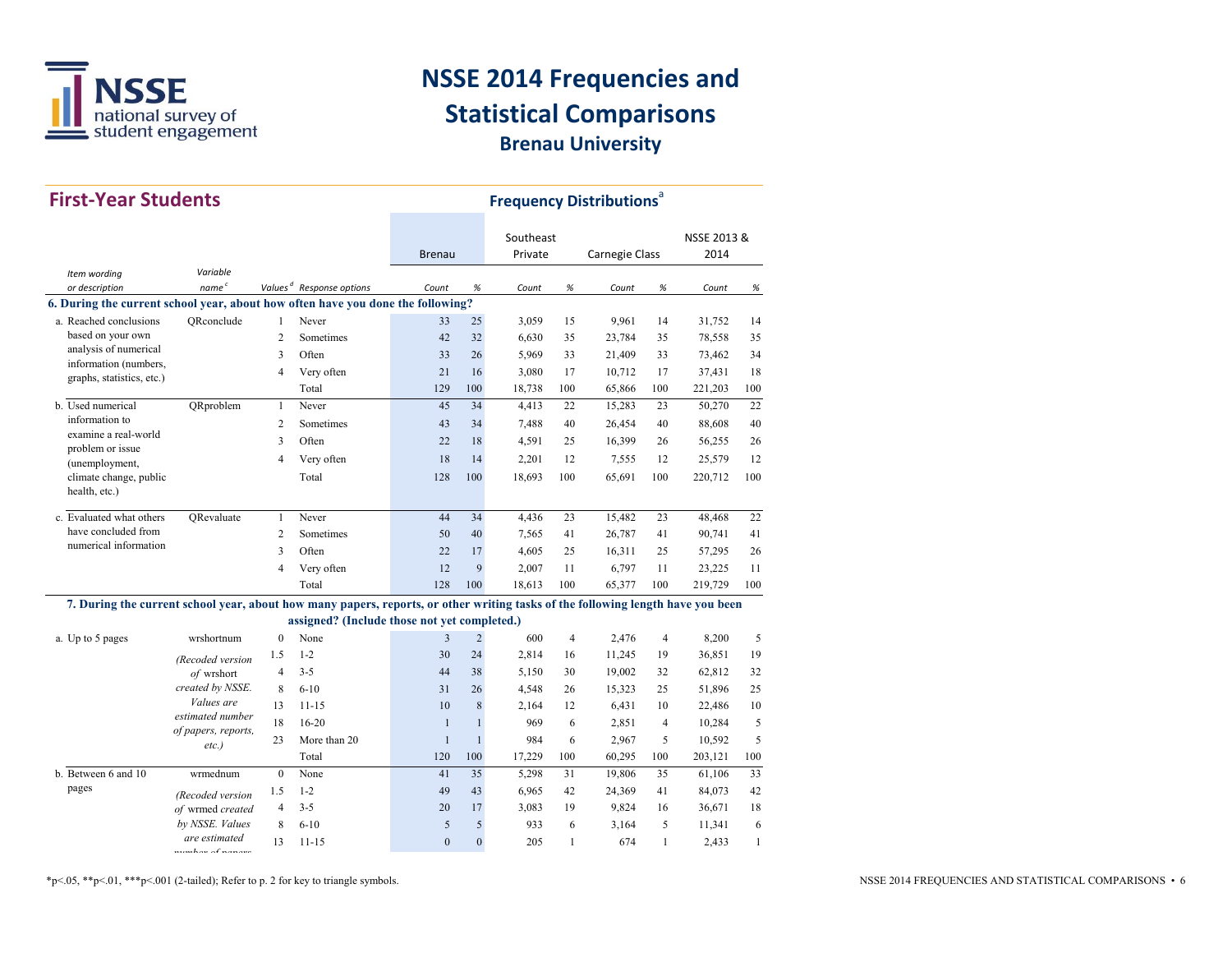# NSSE 2014 Frequencies and Statistical Comparisons

## Brenau University

## First-Year Students

### Frequency Distributions[a]

| Item wording or description | Variable name[c] | Values[d] | Response options | Brenau Count | Brenau % | Southeast Private Count | Southeast Private % | Carnegie Class Count | Carnegie Class % | NSSE 2013 & 2014 Count | NSSE 2013 & 2014 % |
|---|---|---|---|---|---|---|---|---|---|---|---|
| **6. During the current school year, about how often have you done the following?** | | | | | | | | | | | |
| a. Reached conclusions based on your own analysis of numerical information (numbers, graphs, statistics, etc.) | QRconclude | 1 | Never | 33 | 25 | 3,059 | 15 | 9,961 | 14 | 31,752 | 14 |
| | | 2 | Sometimes | 42 | 32 | 6,630 | 35 | 23,784 | 35 | 78,558 | 35 |
| | | 3 | Often | 33 | 26 | 5,969 | 33 | 21,409 | 33 | 73,462 | 34 |
| | | 4 | Very often | 21 | 16 | 3,080 | 17 | 10,712 | 17 | 37,431 | 18 |
| | | | Total | 129 | 100 | 18,738 | 100 | 65,866 | 100 | 221,203 | 100 |
| b. Used numerical information to examine a real-world problem or issue (unemployment, climate change, public health, etc.) | QRproblem | 1 | Never | 45 | 34 | 4,413 | 22 | 15,283 | 23 | 50,270 | 22 |
| | | 2 | Sometimes | 43 | 34 | 7,488 | 40 | 26,454 | 40 | 88,608 | 40 |
| | | 3 | Often | 22 | 18 | 4,591 | 25 | 16,399 | 26 | 56,255 | 26 |
| | | 4 | Very often | 18 | 14 | 2,201 | 12 | 7,555 | 12 | 25,579 | 12 |
| | | | Total | 128 | 100 | 18,693 | 100 | 65,691 | 100 | 220,712 | 100 |
| c. Evaluated what others have concluded from numerical information | QRevaluate | 1 | Never | 44 | 34 | 4,436 | 23 | 15,482 | 23 | 48,468 | 22 |
| | | 2 | Sometimes | 50 | 40 | 7,565 | 41 | 26,787 | 41 | 90,741 | 41 |
| | | 3 | Often | 22 | 17 | 4,605 | 25 | 16,311 | 25 | 57,295 | 26 |
| | | 4 | Very often | 12 | 9 | 2,007 | 11 | 6,797 | 11 | 23,225 | 11 |
| | | | Total | 128 | 100 | 18,613 | 100 | 65,377 | 100 | 219,729 | 100 |
| **7. During the current school year, about how many papers, reports, or other writing tasks of the following length have you been assigned? (Include those not yet completed.)** | | | | | | | | | | | |
| a. Up to 5 pages | wrshortnum *(Recoded version of* wrshort *created by NSSE. Values are estimated number of papers, reports, etc.)* | 0 | None | 3 | 2 | 600 | 4 | 2,476 | 4 | 8,200 | 5 |
| | | 1.5 | 1-2 | 30 | 24 | 2,814 | 16 | 11,245 | 19 | 36,851 | 19 |
| | | 4 | 3-5 | 44 | 38 | 5,150 | 30 | 19,002 | 32 | 62,812 | 32 |
| | | 8 | 6-10 | 31 | 26 | 4,548 | 26 | 15,323 | 25 | 51,896 | 25 |
| | | 13 | 11-15 | 10 | 8 | 2,164 | 12 | 6,431 | 10 | 22,486 | 10 |
| | | 18 | 16-20 | 1 | 1 | 969 | 6 | 2,851 | 4 | 10,284 | 5 |
| | | 23 | More than 20 | 1 | 1 | 984 | 6 | 2,967 | 5 | 10,592 | 5 |
| | | | Total | 120 | 100 | 17,229 | 100 | 60,295 | 100 | 203,121 | 100 |
| b. Between 6 and 10 pages | wrmednum *(Recoded version of* wrmed *created by NSSE. Values are estimated number of papers* | 0 | None | 41 | 35 | 5,298 | 31 | 19,806 | 35 | 61,106 | 33 |
| | | 1.5 | 1-2 | 49 | 43 | 6,965 | 42 | 24,369 | 41 | 84,073 | 42 |
| | | 4 | 3-5 | 20 | 17 | 3,083 | 19 | 9,824 | 16 | 36,671 | 18 |
| | | 8 | 6-10 | 5 | 5 | 933 | 6 | 3,164 | 5 | 11,341 | 6 |
| | | 13 | 11-15 | 0 | 0 | 205 | 1 | 674 | 1 | 2,433 | 1 |

*p<.05, **p<.01, ***p<.001 (2-tailed); Refer to p. 2 for key to triangle symbols.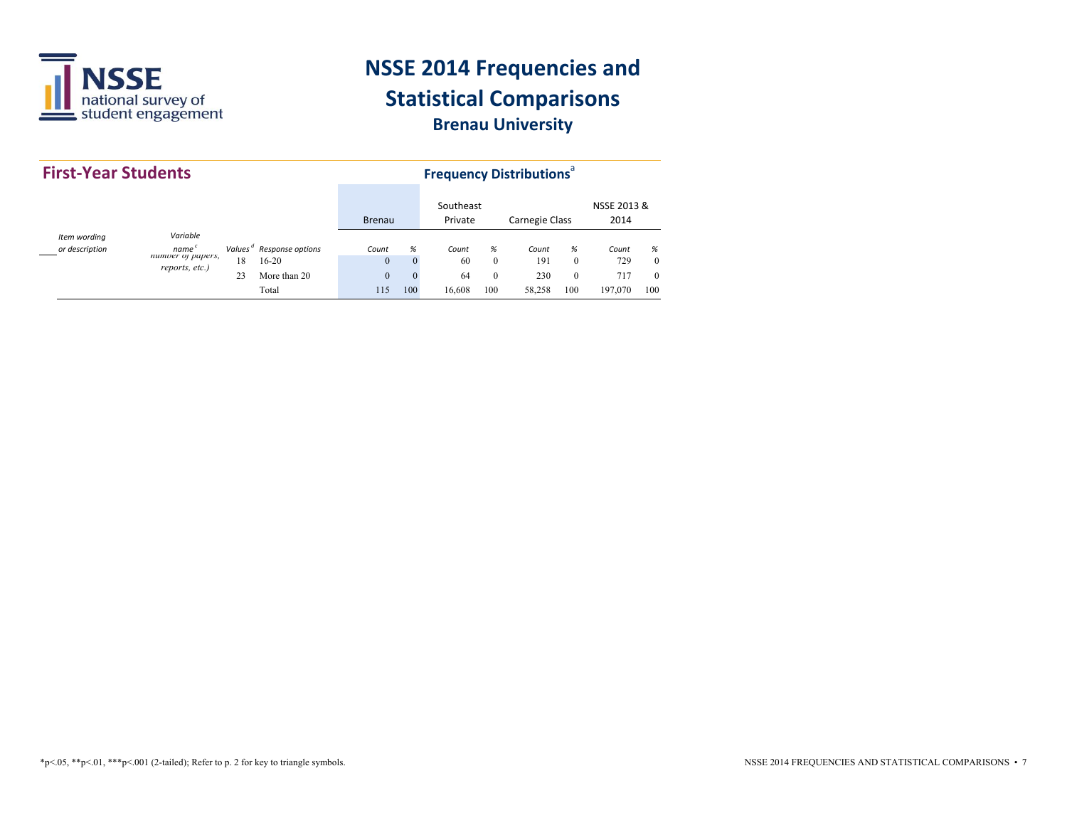# NSSE 2014 Frequencies and Statistical Comparisons

## Brenau University

## First-Year Students

### Frequency Distributions[a]

| Item wording or description | Variable name[c] | Values[d] | Response options | Brenau Count | Brenau % | Southeast Private Count | Southeast Private % | Carnegie Class Count | Carnegie Class % | NSSE 2013 & 2014 Count | NSSE 2013 & 2014 % |
|---|---|---|---|---|---|---|---|---|---|---|---|
| | *number of papers, reports, etc.)* | 18 | 16-20 | 0 | 0 | 60 | 0 | 191 | 0 | 729 | 0 |
| | | 23 | More than 20 | 0 | 0 | 64 | 0 | 230 | 0 | 717 | 0 |
| | | | Total | 115 | 100 | 16,608 | 100 | 58,258 | 100 | 197,070 | 100 |

*p<.05, **p<.01, ***p<.001 (2-tailed); Refer to p. 2 for key to triangle symbols.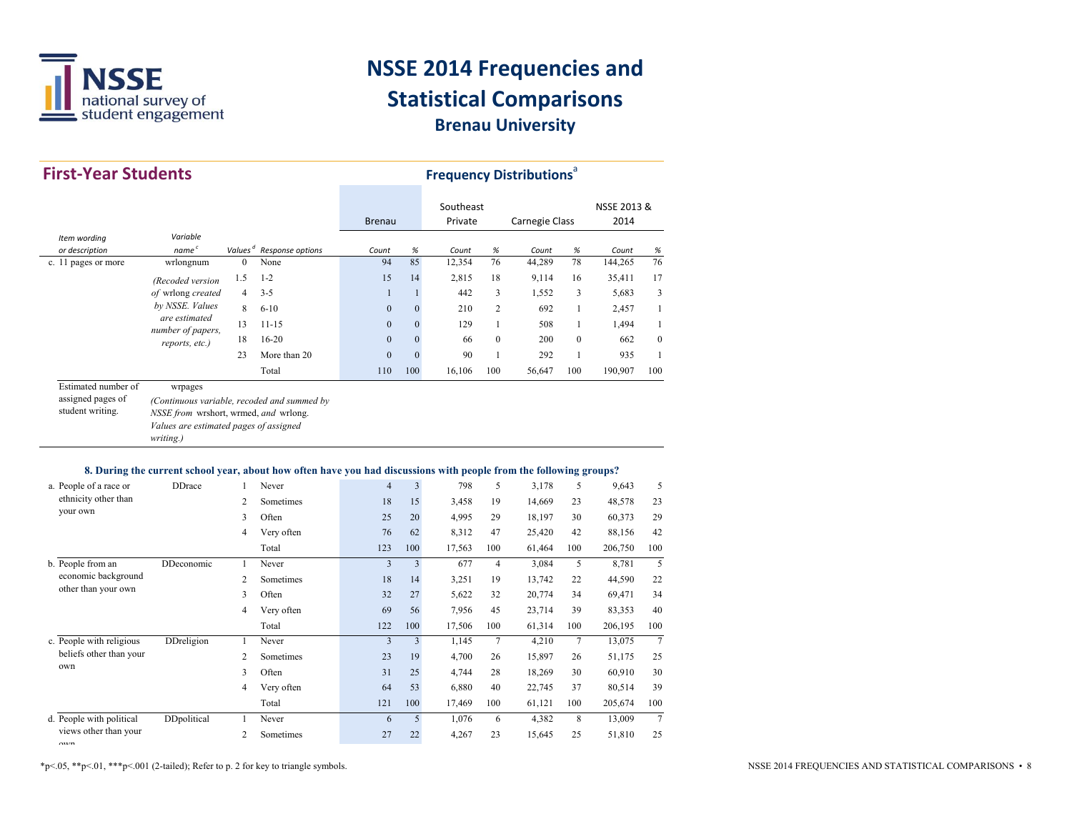# NSSE 2014 Frequencies and Statistical Comparisons

## Brenau University

## First-Year Students

### Frequency Distributions[a]

| Item wording or description | Variable name[c] | Values[d] | Response options | Brenau Count | Brenau % | Southeast Private Count | Southeast Private % | Carnegie Class Count | Carnegie Class % | NSSE 2013 & 2014 Count | NSSE 2013 & 2014 % |
|---|---|---|---|---|---|---|---|---|---|---|---|
| c. 11 pages or more | wrlongnum | 0 | None | 94 | 85 | 12,354 | 76 | 44,289 | 78 | 144,265 | 76 |
| | *(Recoded version of* wrlong *created by NSSE. Values are estimated number of papers, reports, etc.)* | 1.5 | 1-2 | 15 | 14 | 2,815 | 18 | 9,114 | 16 | 35,411 | 17 |
| | | 4 | 3-5 | 1 | 1 | 442 | 3 | 1,552 | 3 | 5,683 | 3 |
| | | 8 | 6-10 | 0 | 0 | 210 | 2 | 692 | 1 | 2,457 | 1 |
| | | 13 | 11-15 | 0 | 0 | 129 | 1 | 508 | 1 | 1,494 | 1 |
| | | 18 | 16-20 | 0 | 0 | 66 | 0 | 200 | 0 | 662 | 0 |
| | | 23 | More than 20 | 0 | 0 | 90 | 1 | 292 | 1 | 935 | 1 |
| | | | Total | 110 | 100 | 16,106 | 100 | 56,647 | 100 | 190,907 | 100 |
| Estimated number of assigned pages of student writing. | wrpages *(Continuous variable, recoded and summed by NSSE from* wrshort, wrmed, *and* wrlong. *Values are estimated pages of assigned writing.)* | | | | | | | | | | |

**8. During the current school year, about how often have you had discussions with people from the following groups?**

| Item wording or description | Variable name | Values | Response options | Brenau Count | Brenau % | Southeast Private Count | Southeast Private % | Carnegie Class Count | Carnegie Class % | NSSE 2013 & 2014 Count | NSSE 2013 & 2014 % |
|---|---|---|---|---|---|---|---|---|---|---|---|
| a. People of a race or ethnicity other than your own | DDrace | 1 | Never | 4 | 3 | 798 | 5 | 3,178 | 5 | 9,643 | 5 |
| | | 2 | Sometimes | 18 | 15 | 3,458 | 19 | 14,669 | 23 | 48,578 | 23 |
| | | 3 | Often | 25 | 20 | 4,995 | 29 | 18,197 | 30 | 60,373 | 29 |
| | | 4 | Very often | 76 | 62 | 8,312 | 47 | 25,420 | 42 | 88,156 | 42 |
| | | | Total | 123 | 100 | 17,563 | 100 | 61,464 | 100 | 206,750 | 100 |
| b. People from an economic background other than your own | DDeconomic | 1 | Never | 3 | 3 | 677 | 4 | 3,084 | 5 | 8,781 | 5 |
| | | 2 | Sometimes | 18 | 14 | 3,251 | 19 | 13,742 | 22 | 44,590 | 22 |
| | | 3 | Often | 32 | 27 | 5,622 | 32 | 20,774 | 34 | 69,471 | 34 |
| | | 4 | Very often | 69 | 56 | 7,956 | 45 | 23,714 | 39 | 83,353 | 40 |
| | | | Total | 122 | 100 | 17,506 | 100 | 61,314 | 100 | 206,195 | 100 |
| c. People with religious beliefs other than your own | DDreligion | 1 | Never | 3 | 3 | 1,145 | 7 | 4,210 | 7 | 13,075 | 7 |
| | | 2 | Sometimes | 23 | 19 | 4,700 | 26 | 15,897 | 26 | 51,175 | 25 |
| | | 3 | Often | 31 | 25 | 4,744 | 28 | 18,269 | 30 | 60,910 | 30 |
| | | 4 | Very often | 64 | 53 | 6,880 | 40 | 22,745 | 37 | 80,514 | 39 |
| | | | Total | 121 | 100 | 17,469 | 100 | 61,121 | 100 | 205,674 | 100 |
| d. People with political views other than your own | DDpolitical | 1 | Never | 6 | 5 | 1,076 | 6 | 4,382 | 8 | 13,009 | 7 |
| | | 2 | Sometimes | 27 | 22 | 4,267 | 23 | 15,645 | 25 | 51,810 | 25 |

*p<.05, **p<.01, ***p<.001 (2-tailed); Refer to p. 2 for key to triangle symbols.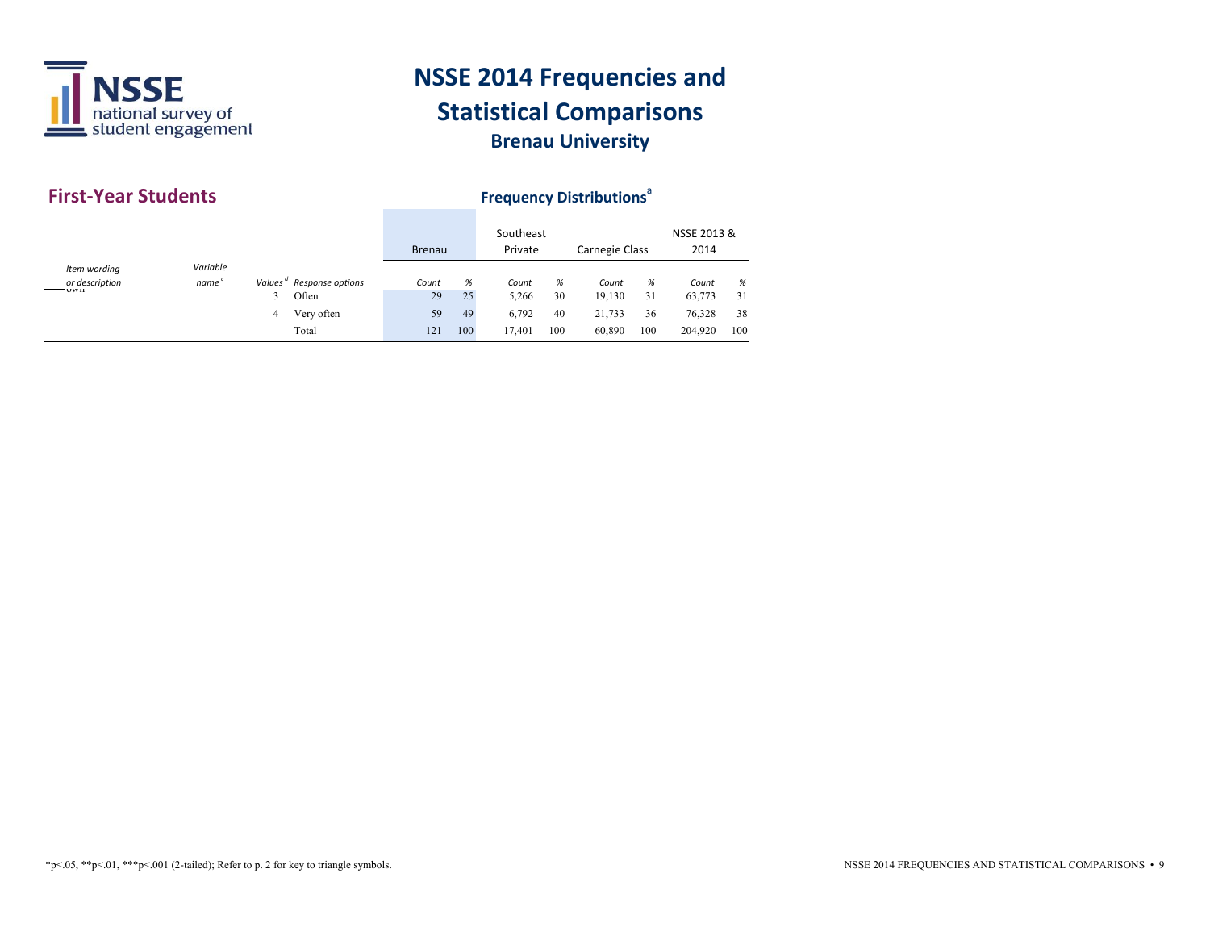# NSSE 2014 Frequencies and Statistical Comparisons

## Brenau University

## First-Year Students

### Frequency Distributions[a]

| Item wording or description | Variable name[c] | Values[d] | Response options | Brenau Count | Brenau % | Southeast Private Count | Southeast Private % | Carnegie Class Count | Carnegie Class % | NSSE 2013 & 2014 Count | NSSE 2013 & 2014 % |
|---|---|---|---|---|---|---|---|---|---|---|---|
| own | | 3 | Often | 29 | 25 | 5,266 | 30 | 19,130 | 31 | 63,773 | 31 |
| | | 4 | Very often | 59 | 49 | 6,792 | 40 | 21,733 | 36 | 76,328 | 38 |
| | | | Total | 121 | 100 | 17,401 | 100 | 60,890 | 100 | 204,920 | 100 |

*p<.05, **p<.01, ***p<.001 (2-tailed); Refer to p. 2 for key to triangle symbols.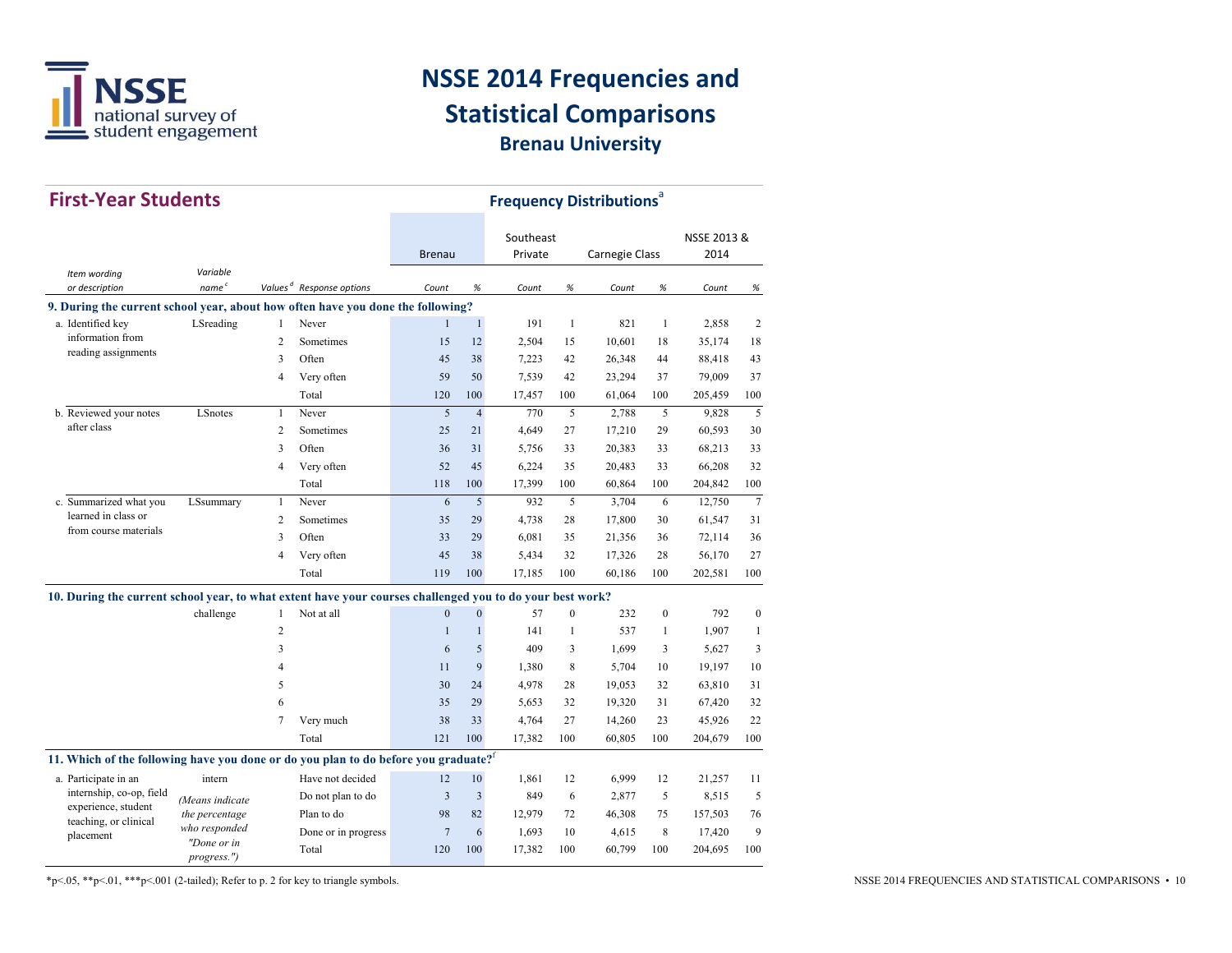# NSSE 2014 Frequencies and Statistical Comparisons

## Brenau University

## First-Year Students

### Frequency Distributions[a]

| Item wording or description | Variable name[c] | Values[d] | Response options | Brenau Count | Brenau % | Southeast Private Count | Southeast Private % | Carnegie Class Count | Carnegie Class % | NSSE 2013 & 2014 Count | NSSE 2013 & 2014 % |
|---|---|---|---|---|---|---|---|---|---|---|---|
| **9. During the current school year, about how often have you done the following?** | | | | | | | | | | | |
| a. Identified key information from reading assignments | LSreading | 1 | Never | 1 | 1 | 191 | 1 | 821 | 1 | 2,858 | 2 |
| | | 2 | Sometimes | 15 | 12 | 2,504 | 15 | 10,601 | 18 | 35,174 | 18 |
| | | 3 | Often | 45 | 38 | 7,223 | 42 | 26,348 | 44 | 88,418 | 43 |
| | | 4 | Very often | 59 | 50 | 7,539 | 42 | 23,294 | 37 | 79,009 | 37 |
| | | | Total | 120 | 100 | 17,457 | 100 | 61,064 | 100 | 205,459 | 100 |
| b. Reviewed your notes after class | LSnotes | 1 | Never | 5 | 4 | 770 | 5 | 2,788 | 5 | 9,828 | 5 |
| | | 2 | Sometimes | 25 | 21 | 4,649 | 27 | 17,210 | 29 | 60,593 | 30 |
| | | 3 | Often | 36 | 31 | 5,756 | 33 | 20,383 | 33 | 68,213 | 33 |
| | | 4 | Very often | 52 | 45 | 6,224 | 35 | 20,483 | 33 | 66,208 | 32 |
| | | | Total | 118 | 100 | 17,399 | 100 | 60,864 | 100 | 204,842 | 100 |
| c. Summarized what you learned in class or from course materials | LSsummary | 1 | Never | 6 | 5 | 932 | 5 | 3,704 | 6 | 12,750 | 7 |
| | | 2 | Sometimes | 35 | 29 | 4,738 | 28 | 17,800 | 30 | 61,547 | 31 |
| | | 3 | Often | 33 | 29 | 6,081 | 35 | 21,356 | 36 | 72,114 | 36 |
| | | 4 | Very often | 45 | 38 | 5,434 | 32 | 17,326 | 28 | 56,170 | 27 |
| | | | Total | 119 | 100 | 17,185 | 100 | 60,186 | 100 | 202,581 | 100 |
| **10. During the current school year, to what extent have your courses challenged you to do your best work?** | | | | | | | | | | | |
| | challenge | 1 | Not at all | 0 | 0 | 57 | 0 | 232 | 0 | 792 | 0 |
| | | 2 | | 1 | 1 | 141 | 1 | 537 | 1 | 1,907 | 1 |
| | | 3 | | 6 | 5 | 409 | 3 | 1,699 | 3 | 5,627 | 3 |
| | | 4 | | 11 | 9 | 1,380 | 8 | 5,704 | 10 | 19,197 | 10 |
| | | 5 | | 30 | 24 | 4,978 | 28 | 19,053 | 32 | 63,810 | 31 |
| | | 6 | | 35 | 29 | 5,653 | 32 | 19,320 | 31 | 67,420 | 32 |
| | | 7 | Very much | 38 | 33 | 4,764 | 27 | 14,260 | 23 | 45,926 | 22 |
| | | | Total | 121 | 100 | 17,382 | 100 | 60,805 | 100 | 204,679 | 100 |
| **11. Which of the following have you done or do you plan to do before you graduate?[f]** | | | | | | | | | | | |
| a. Participate in an internship, co-op, field experience, student teaching, or clinical placement | intern *(Means indicate the percentage who responded "Done or in progress.")* | | Have not decided | 12 | 10 | 1,861 | 12 | 6,999 | 12 | 21,257 | 11 |
| | | | Do not plan to do | 3 | 3 | 849 | 6 | 2,877 | 5 | 8,515 | 5 |
| | | | Plan to do | 98 | 82 | 12,979 | 72 | 46,308 | 75 | 157,503 | 76 |
| | | | Done or in progress | 7 | 6 | 1,693 | 10 | 4,615 | 8 | 17,420 | 9 |
| | | | Total | 120 | 100 | 17,382 | 100 | 60,799 | 100 | 204,695 | 100 |

*p<.05, **p<.01, ***p<.001 (2-tailed); Refer to p. 2 for key to triangle symbols.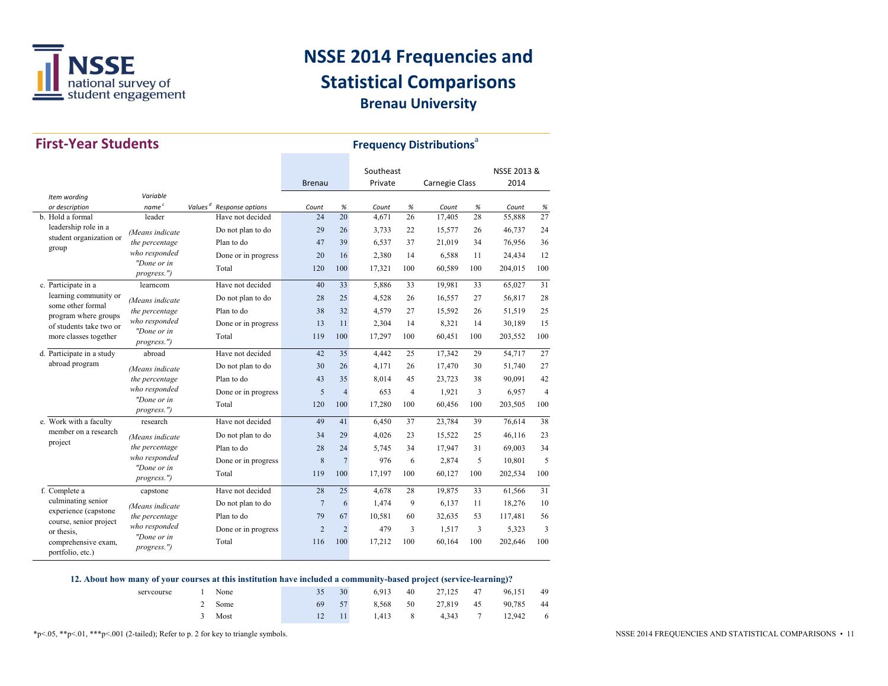# NSSE 2014 Frequencies and Statistical Comparisons

## Brenau University

## First-Year Students

### Frequency Distributions[a]

| Item wording or description | Variable name[c] | Values[d] | Response options | Brenau Count | Brenau % | Southeast Private Count | Southeast Private % | Carnegie Class Count | Carnegie Class % | NSSE 2013 & 2014 Count | NSSE 2013 & 2014 % |
|---|---|---|---|---|---|---|---|---|---|---|---|
| b. Hold a formal leadership role in a student organization or group | leader | | Have not decided | 24 | 20 | 4,671 | 26 | 17,405 | 28 | 55,888 | 27 |
| | *(Means indicate the percentage who responded "Done or in progress.")* | | Do not plan to do | 29 | 26 | 3,733 | 22 | 15,577 | 26 | 46,737 | 24 |
| | | | Plan to do | 47 | 39 | 6,537 | 37 | 21,019 | 34 | 76,956 | 36 |
| | | | Done or in progress | 20 | 16 | 2,380 | 14 | 6,588 | 11 | 24,434 | 12 |
| | | | Total | 120 | 100 | 17,321 | 100 | 60,589 | 100 | 204,015 | 100 |
| c. Participate in a learning community or some other formal program where groups of students take two or more classes together | learncom | | Have not decided | 40 | 33 | 5,886 | 33 | 19,981 | 33 | 65,027 | 31 |
| | *(Means indicate the percentage who responded "Done or in progress.")* | | Do not plan to do | 28 | 25 | 4,528 | 26 | 16,557 | 27 | 56,817 | 28 |
| | | | Plan to do | 38 | 32 | 4,579 | 27 | 15,592 | 26 | 51,519 | 25 |
| | | | Done or in progress | 13 | 11 | 2,304 | 14 | 8,321 | 14 | 30,189 | 15 |
| | | | Total | 119 | 100 | 17,297 | 100 | 60,451 | 100 | 203,552 | 100 |
| d. Participate in a study abroad program | abroad | | Have not decided | 42 | 35 | 4,442 | 25 | 17,342 | 29 | 54,717 | 27 |
| | *(Means indicate the percentage who responded "Done or in progress.")* | | Do not plan to do | 30 | 26 | 4,171 | 26 | 17,470 | 30 | 51,740 | 27 |
| | | | Plan to do | 43 | 35 | 8,014 | 45 | 23,723 | 38 | 90,091 | 42 |
| | | | Done or in progress | 5 | 4 | 653 | 4 | 1,921 | 3 | 6,957 | 4 |
| | | | Total | 120 | 100 | 17,280 | 100 | 60,456 | 100 | 203,505 | 100 |
| e. Work with a faculty member on a research project | research | | Have not decided | 49 | 41 | 6,450 | 37 | 23,784 | 39 | 76,614 | 38 |
| | *(Means indicate the percentage who responded "Done or in progress.")* | | Do not plan to do | 34 | 29 | 4,026 | 23 | 15,522 | 25 | 46,116 | 23 |
| | | | Plan to do | 28 | 24 | 5,745 | 34 | 17,947 | 31 | 69,003 | 34 |
| | | | Done or in progress | 8 | 7 | 976 | 6 | 2,874 | 5 | 10,801 | 5 |
| | | | Total | 119 | 100 | 17,197 | 100 | 60,127 | 100 | 202,534 | 100 |
| f. Complete a culminating senior experience (capstone course, senior project or thesis, comprehensive exam, portfolio, etc.) | capstone | | Have not decided | 28 | 25 | 4,678 | 28 | 19,875 | 33 | 61,566 | 31 |
| | *(Means indicate the percentage who responded "Done or in progress.")* | | Do not plan to do | 7 | 6 | 1,474 | 9 | 6,137 | 11 | 18,276 | 10 |
| | | | Plan to do | 79 | 67 | 10,581 | 60 | 32,635 | 53 | 117,481 | 56 |
| | | | Done or in progress | 2 | 2 | 479 | 3 | 1,517 | 3 | 5,323 | 3 |
| | | | Total | 116 | 100 | 17,212 | 100 | 60,164 | 100 | 202,646 | 100 |

**12. About how many of your courses at this institution have included a community-based project (service-learning)?**

| Variable name | Values | Response options | Brenau Count | Brenau % | Southeast Private Count | Southeast Private % | Carnegie Class Count | Carnegie Class % | NSSE 2013 & 2014 Count | NSSE 2013 & 2014 % |
|---|---|---|---|---|---|---|---|---|---|---|
| servcourse | 1 | None | 35 | 30 | 6,913 | 40 | 27,125 | 47 | 96,151 | 49 |
| | 2 | Some | 69 | 57 | 8,568 | 50 | 27,819 | 45 | 90,785 | 44 |
| | 3 | Most | 12 | 11 | 1,413 | 8 | 4,343 | 7 | 12,942 | 6 |

*p<.05, **p<.01, ***p<.001 (2-tailed); Refer to p. 2 for key to triangle symbols.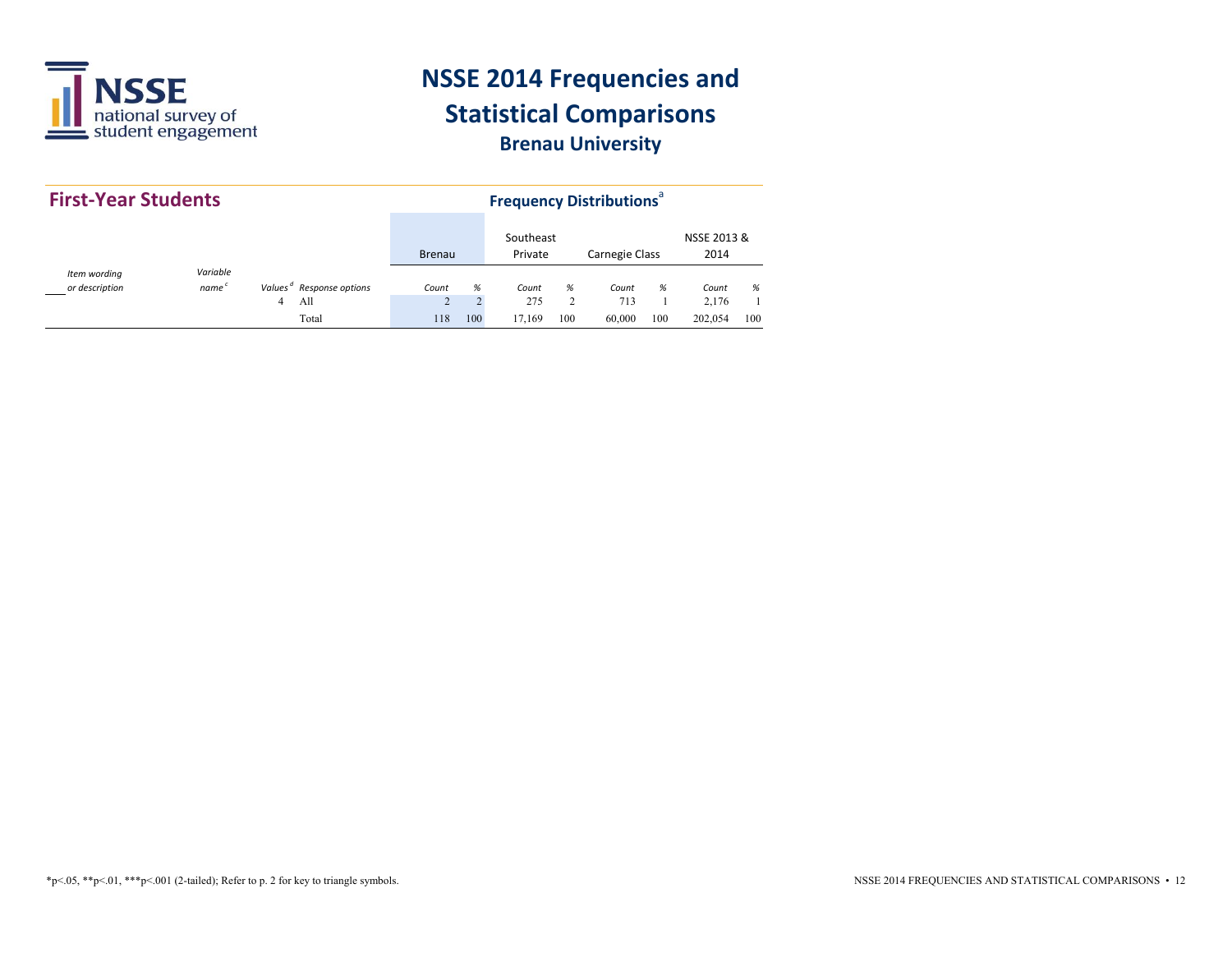# NSSE 2014 Frequencies and Statistical Comparisons

## Brenau University

## First-Year Students

### Frequency Distributions[a]

| *Item wording or description* | *Variable name*[c] | *Values*[d] | *Response options* | Brenau *Count* | Brenau *%* | Southeast Private *Count* | Southeast Private *%* | Carnegie Class *Count* | Carnegie Class *%* | NSSE 2013 & 2014 *Count* | NSSE 2013 & 2014 *%* |
|---|---|---|---|---|---|---|---|---|---|---|---|
| | | 4 | All | 2 | 2 | 275 | 2 | 713 | 1 | 2,176 | 1 |
| | | | Total | 118 | 100 | 17,169 | 100 | 60,000 | 100 | 202,054 | 100 |

*p<.05, **p<.01, ***p<.001 (2-tailed); Refer to p. 2 for key to triangle symbols.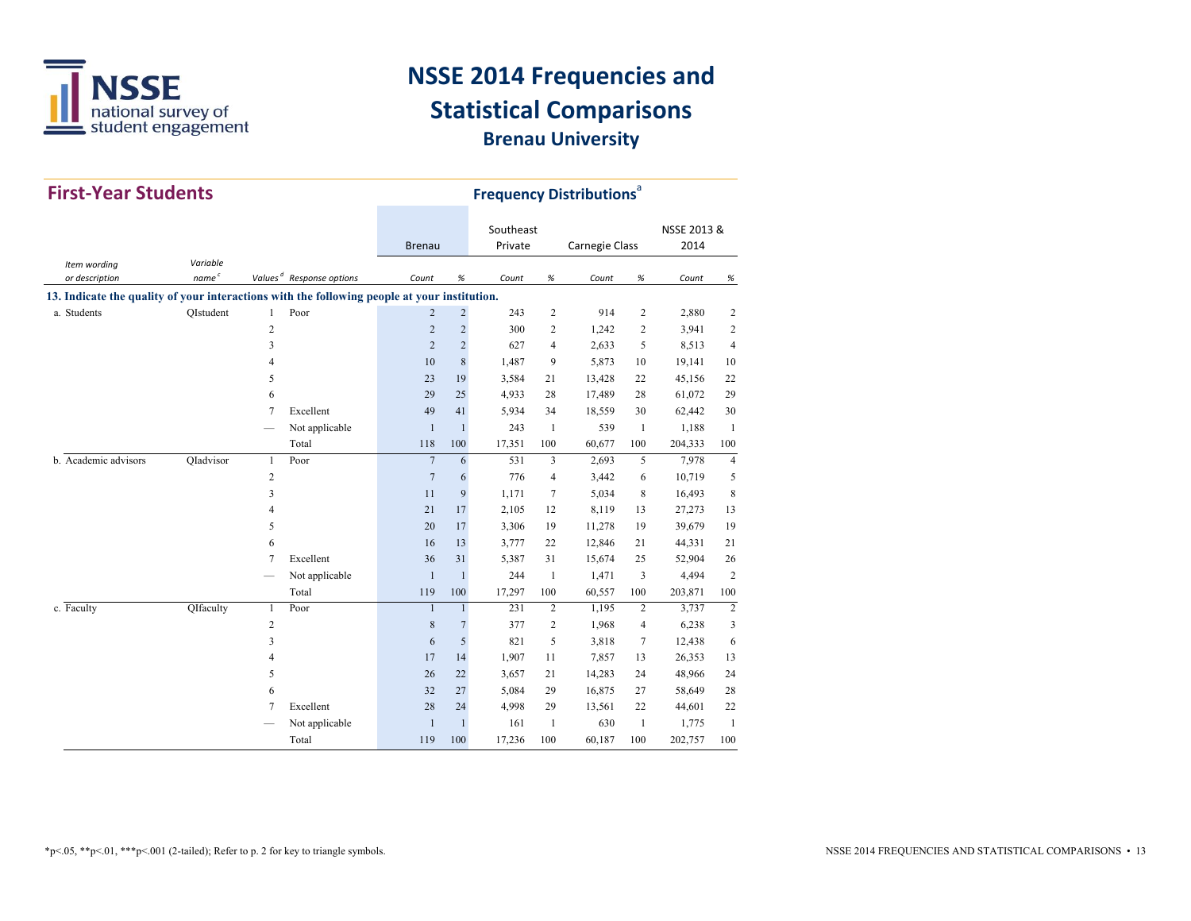# NSSE 2014 Frequencies and Statistical Comparisons

## Brenau University

## First-Year Students

### Frequency Distributions[a]

| Item wording or description | Variable name[c] | Values[d] | Response options | Brenau Count | Brenau % | Southeast Private Count | Southeast Private % | Carnegie Class Count | Carnegie Class % | NSSE 2013 & 2014 Count | NSSE 2013 & 2014 % |
|---|---|---|---|---|---|---|---|---|---|---|---|
| **13. Indicate the quality of your interactions with the following people at your institution.** | | | | | | | | | | | |
| a. Students | QIstudent | 1 | Poor | 2 | 2 | 243 | 2 | 914 | 2 | 2,880 | 2 |
| | | 2 | | 2 | 2 | 300 | 2 | 1,242 | 2 | 3,941 | 2 |
| | | 3 | | 2 | 2 | 627 | 4 | 2,633 | 5 | 8,513 | 4 |
| | | 4 | | 10 | 8 | 1,487 | 9 | 5,873 | 10 | 19,141 | 10 |
| | | 5 | | 23 | 19 | 3,584 | 21 | 13,428 | 22 | 45,156 | 22 |
| | | 6 | | 29 | 25 | 4,933 | 28 | 17,489 | 28 | 61,072 | 29 |
| | | 7 | Excellent | 49 | 41 | 5,934 | 34 | 18,559 | 30 | 62,442 | 30 |
| | | — | Not applicable | 1 | 1 | 243 | 1 | 539 | 1 | 1,188 | 1 |
| | | | Total | 118 | 100 | 17,351 | 100 | 60,677 | 100 | 204,333 | 100 |
| b. Academic advisors | QIadvisor | 1 | Poor | 7 | 6 | 531 | 3 | 2,693 | 5 | 7,978 | 4 |
| | | 2 | | 7 | 6 | 776 | 4 | 3,442 | 6 | 10,719 | 5 |
| | | 3 | | 11 | 9 | 1,171 | 7 | 5,034 | 8 | 16,493 | 8 |
| | | 4 | | 21 | 17 | 2,105 | 12 | 8,119 | 13 | 27,273 | 13 |
| | | 5 | | 20 | 17 | 3,306 | 19 | 11,278 | 19 | 39,679 | 19 |
| | | 6 | | 16 | 13 | 3,777 | 22 | 12,846 | 21 | 44,331 | 21 |
| | | 7 | Excellent | 36 | 31 | 5,387 | 31 | 15,674 | 25 | 52,904 | 26 |
| | | — | Not applicable | 1 | 1 | 244 | 1 | 1,471 | 3 | 4,494 | 2 |
| | | | Total | 119 | 100 | 17,297 | 100 | 60,557 | 100 | 203,871 | 100 |
| c. Faculty | QIfaculty | 1 | Poor | 1 | 1 | 231 | 2 | 1,195 | 2 | 3,737 | 2 |
| | | 2 | | 8 | 7 | 377 | 2 | 1,968 | 4 | 6,238 | 3 |
| | | 3 | | 6 | 5 | 821 | 5 | 3,818 | 7 | 12,438 | 6 |
| | | 4 | | 17 | 14 | 1,907 | 11 | 7,857 | 13 | 26,353 | 13 |
| | | 5 | | 26 | 22 | 3,657 | 21 | 14,283 | 24 | 48,966 | 24 |
| | | 6 | | 32 | 27 | 5,084 | 29 | 16,875 | 27 | 58,649 | 28 |
| | | 7 | Excellent | 28 | 24 | 4,998 | 29 | 13,561 | 22 | 44,601 | 22 |
| | | — | Not applicable | 1 | 1 | 161 | 1 | 630 | 1 | 1,775 | 1 |
| | | | Total | 119 | 100 | 17,236 | 100 | 60,187 | 100 | 202,757 | 100 |

*p<.05, **p<.01, ***p<.001 (2-tailed); Refer to p. 2 for key to triangle symbols.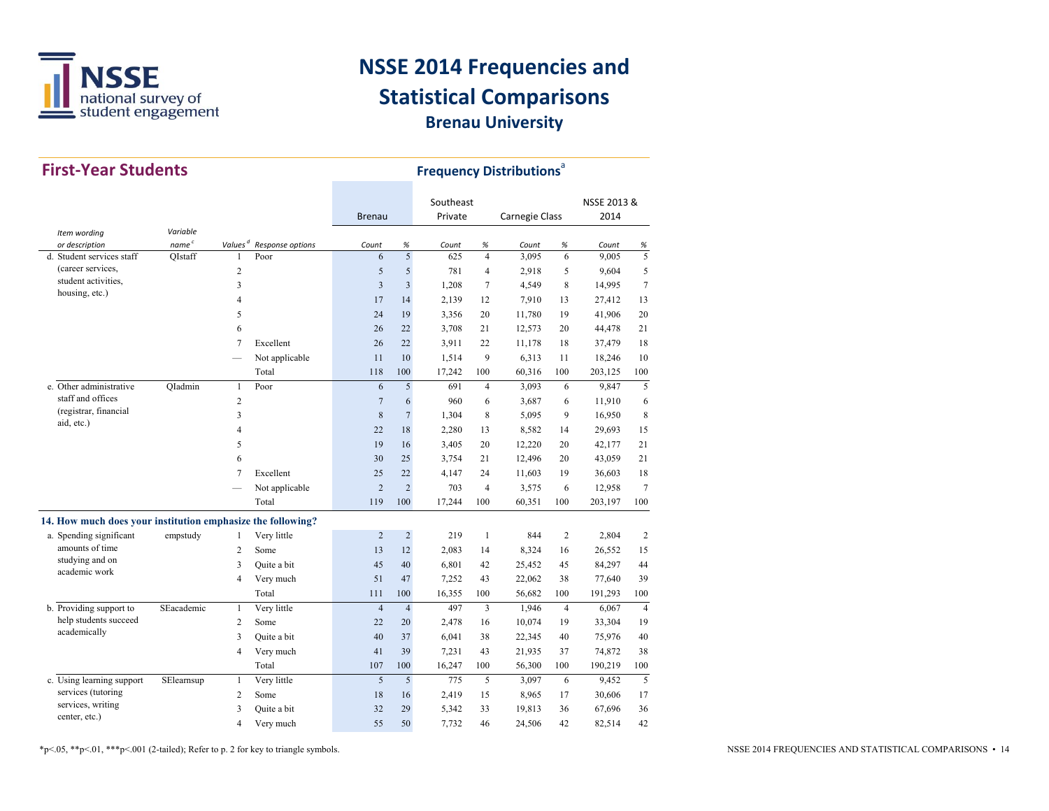# NSSE 2014 Frequencies and Statistical Comparisons

## Brenau University

## First-Year Students

### Frequency Distributions[a]

| Item wording or description | Variable name[c] | Values[d] | Response options | Brenau Count | Brenau % | Southeast Private Count | Southeast Private % | Carnegie Class Count | Carnegie Class % | NSSE 2013 & 2014 Count | NSSE 2013 & 2014 % |
|---|---|---|---|---|---|---|---|---|---|---|---|
| d. Student services staff (career services, student activities, housing, etc.) | QIstaff | 1 | Poor | 6 | 5 | 625 | 4 | 3,095 | 6 | 9,005 | 5 |
| | | 2 | | 5 | 5 | 781 | 4 | 2,918 | 5 | 9,604 | 5 |
| | | 3 | | 3 | 3 | 1,208 | 7 | 4,549 | 8 | 14,995 | 7 |
| | | 4 | | 17 | 14 | 2,139 | 12 | 7,910 | 13 | 27,412 | 13 |
| | | 5 | | 24 | 19 | 3,356 | 20 | 11,780 | 19 | 41,906 | 20 |
| | | 6 | | 26 | 22 | 3,708 | 21 | 12,573 | 20 | 44,478 | 21 |
| | | 7 | Excellent | 26 | 22 | 3,911 | 22 | 11,178 | 18 | 37,479 | 18 |
| | | — | Not applicable | 11 | 10 | 1,514 | 9 | 6,313 | 11 | 18,246 | 10 |
| | | | Total | 118 | 100 | 17,242 | 100 | 60,316 | 100 | 203,125 | 100 |
| e. Other administrative staff and offices (registrar, financial aid, etc.) | QIadmin | 1 | Poor | 6 | 5 | 691 | 4 | 3,093 | 6 | 9,847 | 5 |
| | | 2 | | 7 | 6 | 960 | 6 | 3,687 | 6 | 11,910 | 6 |
| | | 3 | | 8 | 7 | 1,304 | 8 | 5,095 | 9 | 16,950 | 8 |
| | | 4 | | 22 | 18 | 2,280 | 13 | 8,582 | 14 | 29,693 | 15 |
| | | 5 | | 19 | 16 | 3,405 | 20 | 12,220 | 20 | 42,177 | 21 |
| | | 6 | | 30 | 25 | 3,754 | 21 | 12,496 | 20 | 43,059 | 21 |
| | | 7 | Excellent | 25 | 22 | 4,147 | 24 | 11,603 | 19 | 36,603 | 18 |
| | | — | Not applicable | 2 | 2 | 703 | 4 | 3,575 | 6 | 12,958 | 7 |
| | | | Total | 119 | 100 | 17,244 | 100 | 60,351 | 100 | 203,197 | 100 |
| **14. How much does your institution emphasize the following?** | | | | | | | | | | | |
| a. Spending significant amounts of time studying and on academic work | empstudy | 1 | Very little | 2 | 2 | 219 | 1 | 844 | 2 | 2,804 | 2 |
| | | 2 | Some | 13 | 12 | 2,083 | 14 | 8,324 | 16 | 26,552 | 15 |
| | | 3 | Quite a bit | 45 | 40 | 6,801 | 42 | 25,452 | 45 | 84,297 | 44 |
| | | 4 | Very much | 51 | 47 | 7,252 | 43 | 22,062 | 38 | 77,640 | 39 |
| | | | Total | 111 | 100 | 16,355 | 100 | 56,682 | 100 | 191,293 | 100 |
| b. Providing support to help students succeed academically | SEacademic | 1 | Very little | 4 | 4 | 497 | 3 | 1,946 | 4 | 6,067 | 4 |
| | | 2 | Some | 22 | 20 | 2,478 | 16 | 10,074 | 19 | 33,304 | 19 |
| | | 3 | Quite a bit | 40 | 37 | 6,041 | 38 | 22,345 | 40 | 75,976 | 40 |
| | | 4 | Very much | 41 | 39 | 7,231 | 43 | 21,935 | 37 | 74,872 | 38 |
| | | | Total | 107 | 100 | 16,247 | 100 | 56,300 | 100 | 190,219 | 100 |
| c. Using learning support services (tutoring services, writing center, etc.) | SElearnsup | 1 | Very little | 5 | 5 | 775 | 5 | 3,097 | 6 | 9,452 | 5 |
| | | 2 | Some | 18 | 16 | 2,419 | 15 | 8,965 | 17 | 30,606 | 17 |
| | | 3 | Quite a bit | 32 | 29 | 5,342 | 33 | 19,813 | 36 | 67,696 | 36 |
| | | 4 | Very much | 55 | 50 | 7,732 | 46 | 24,506 | 42 | 82,514 | 42 |

*p<.05, **p<.01, ***p<.001 (2-tailed); Refer to p. 2 for key to triangle symbols.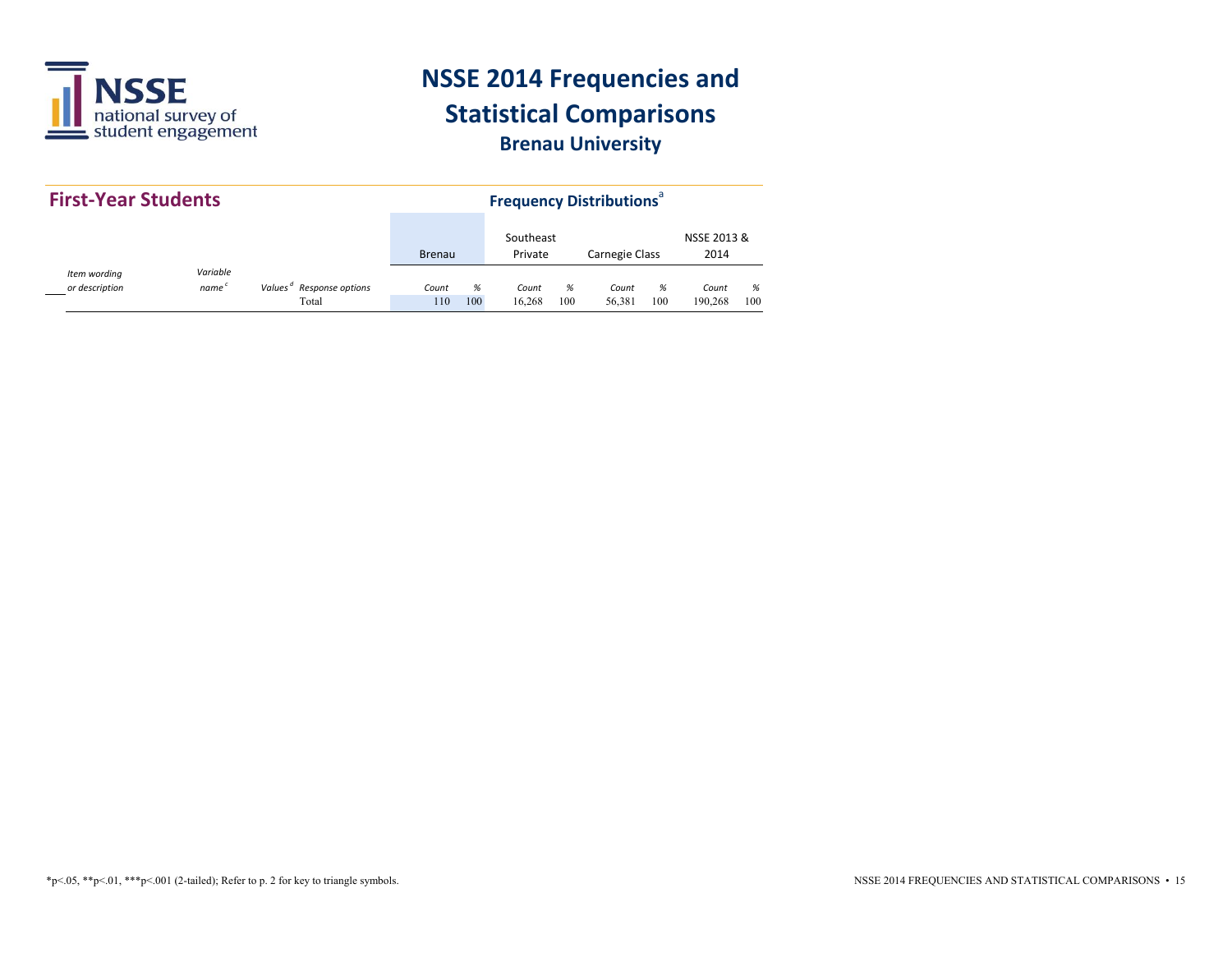# NSSE 2014 Frequencies and Statistical Comparisons

## Brenau University

### First-Year Students

**Frequency Distributions**[a]

| *Item wording or description* | *Variable name*[c] | *Values*[d] | *Response options* | Brenau *Count* | Brenau *%* | Southeast Private *Count* | Southeast Private *%* | Carnegie Class *Count* | Carnegie Class *%* | NSSE 2013 & 2014 *Count* | NSSE 2013 & 2014 *%* |
|---|---|---|---|---|---|---|---|---|---|---|---|
| | | | Total | 110 | 100 | 16,268 | 100 | 56,381 | 100 | 190,268 | 100 |

*p<.05, **p<.01, ***p<.001 (2-tailed); Refer to p. 2 for key to triangle symbols.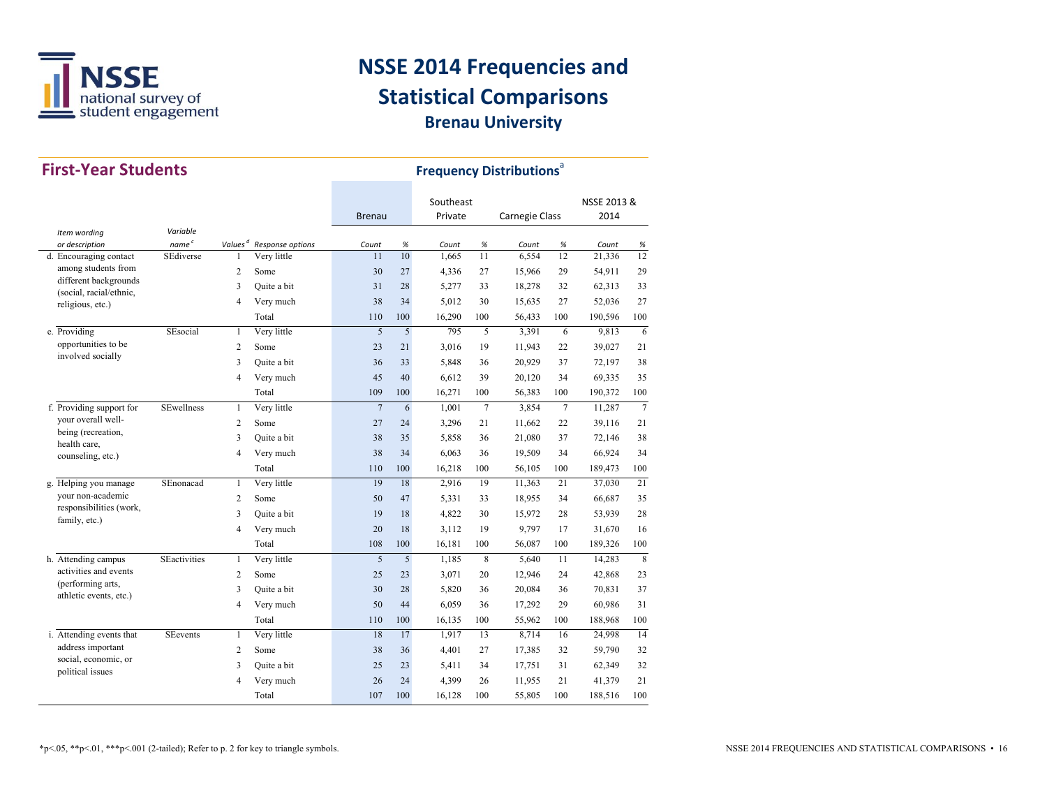# NSSE 2014 Frequencies and Statistical Comparisons

## Brenau University

## First-Year Students

### Frequency Distributions[a]

| Item wording or description | Variable name[c] | Values[d] | Response options | Brenau Count | Brenau % | Southeast Private Count | Southeast Private % | Carnegie Class Count | Carnegie Class % | NSSE 2013 & 2014 Count | NSSE 2013 & 2014 % |
|---|---|---|---|---|---|---|---|---|---|---|---|
| d. Encouraging contact among students from different backgrounds (social, racial/ethnic, religious, etc.) | SEdiverse | 1 | Very little | 11 | 10 | 1,665 | 11 | 6,554 | 12 | 21,336 | 12 |
| | | 2 | Some | 30 | 27 | 4,336 | 27 | 15,966 | 29 | 54,911 | 29 |
| | | 3 | Quite a bit | 31 | 28 | 5,277 | 33 | 18,278 | 32 | 62,313 | 33 |
| | | 4 | Very much | 38 | 34 | 5,012 | 30 | 15,635 | 27 | 52,036 | 27 |
| | | | Total | 110 | 100 | 16,290 | 100 | 56,433 | 100 | 190,596 | 100 |
| e. Providing opportunities to be involved socially | SEsocial | 1 | Very little | 5 | 5 | 795 | 5 | 3,391 | 6 | 9,813 | 6 |
| | | 2 | Some | 23 | 21 | 3,016 | 19 | 11,943 | 22 | 39,027 | 21 |
| | | 3 | Quite a bit | 36 | 33 | 5,848 | 36 | 20,929 | 37 | 72,197 | 38 |
| | | 4 | Very much | 45 | 40 | 6,612 | 39 | 20,120 | 34 | 69,335 | 35 |
| | | | Total | 109 | 100 | 16,271 | 100 | 56,383 | 100 | 190,372 | 100 |
| f. Providing support for your overall well-being (recreation, health care, counseling, etc.) | SEwellness | 1 | Very little | 7 | 6 | 1,001 | 7 | 3,854 | 7 | 11,287 | 7 |
| | | 2 | Some | 27 | 24 | 3,296 | 21 | 11,662 | 22 | 39,116 | 21 |
| | | 3 | Quite a bit | 38 | 35 | 5,858 | 36 | 21,080 | 37 | 72,146 | 38 |
| | | 4 | Very much | 38 | 34 | 6,063 | 36 | 19,509 | 34 | 66,924 | 34 |
| | | | Total | 110 | 100 | 16,218 | 100 | 56,105 | 100 | 189,473 | 100 |
| g. Helping you manage your non-academic responsibilities (work, family, etc.) | SEnonacad | 1 | Very little | 19 | 18 | 2,916 | 19 | 11,363 | 21 | 37,030 | 21 |
| | | 2 | Some | 50 | 47 | 5,331 | 33 | 18,955 | 34 | 66,687 | 35 |
| | | 3 | Quite a bit | 19 | 18 | 4,822 | 30 | 15,972 | 28 | 53,939 | 28 |
| | | 4 | Very much | 20 | 18 | 3,112 | 19 | 9,797 | 17 | 31,670 | 16 |
| | | | Total | 108 | 100 | 16,181 | 100 | 56,087 | 100 | 189,326 | 100 |
| h. Attending campus activities and events (performing arts, athletic events, etc.) | SEactivities | 1 | Very little | 5 | 5 | 1,185 | 8 | 5,640 | 11 | 14,283 | 8 |
| | | 2 | Some | 25 | 23 | 3,071 | 20 | 12,946 | 24 | 42,868 | 23 |
| | | 3 | Quite a bit | 30 | 28 | 5,820 | 36 | 20,084 | 36 | 70,831 | 37 |
| | | 4 | Very much | 50 | 44 | 6,059 | 36 | 17,292 | 29 | 60,986 | 31 |
| | | | Total | 110 | 100 | 16,135 | 100 | 55,962 | 100 | 188,968 | 100 |
| i. Attending events that address important social, economic, or political issues | SEevents | 1 | Very little | 18 | 17 | 1,917 | 13 | 8,714 | 16 | 24,998 | 14 |
| | | 2 | Some | 38 | 36 | 4,401 | 27 | 17,385 | 32 | 59,790 | 32 |
| | | 3 | Quite a bit | 25 | 23 | 5,411 | 34 | 17,751 | 31 | 62,349 | 32 |
| | | 4 | Very much | 26 | 24 | 4,399 | 26 | 11,955 | 21 | 41,379 | 21 |
| | | | Total | 107 | 100 | 16,128 | 100 | 55,805 | 100 | 188,516 | 100 |

*p<.05, **p<.01, ***p<.001 (2-tailed); Refer to p. 2 for key to triangle symbols.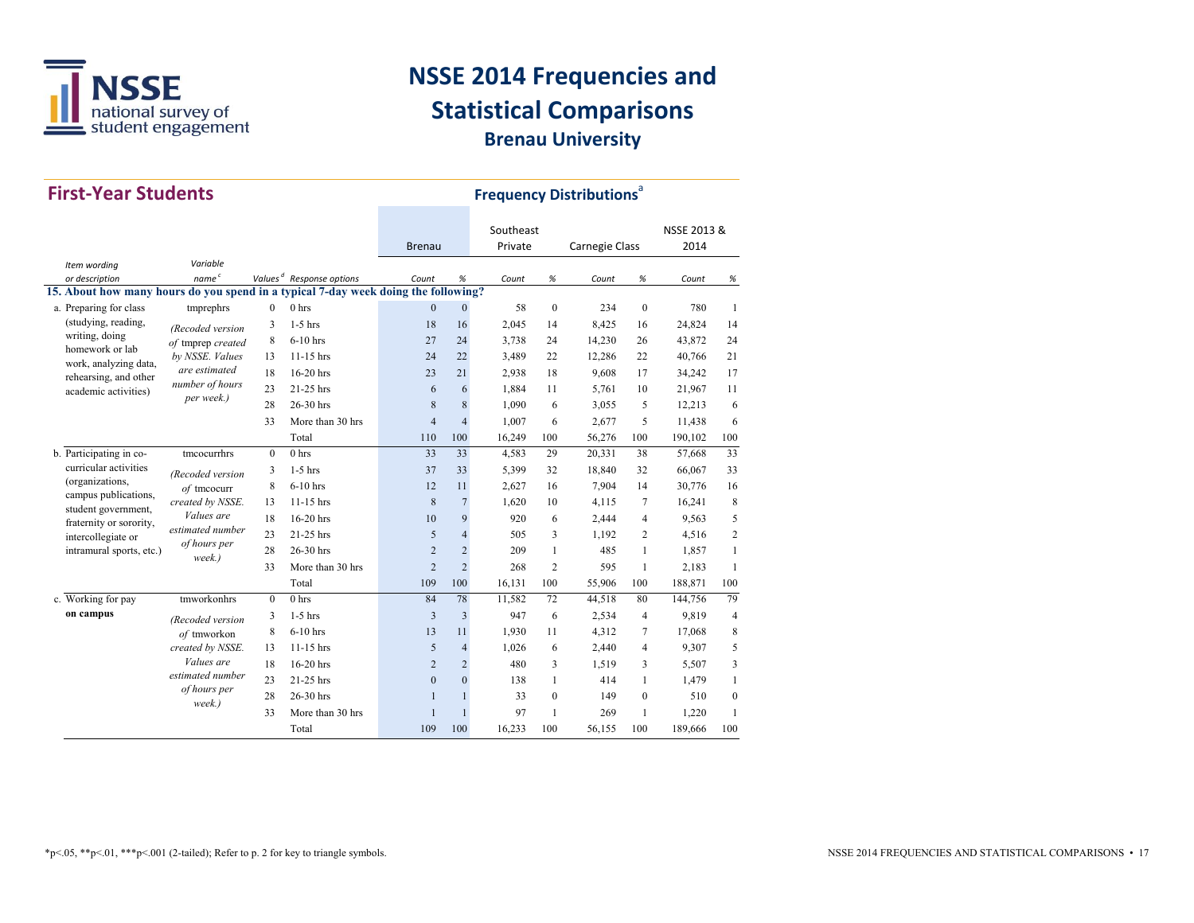# NSSE 2014 Frequencies and Statistical Comparisons

## Brenau University

## First-Year Students

### Frequency Distributions[a]

| Item wording or description | Variable name[c] | Values[d] | Response options | Brenau Count | Brenau % | Southeast Private Count | Southeast Private % | Carnegie Class Count | Carnegie Class % | NSSE 2013 & 2014 Count | NSSE 2013 & 2014 % |
|---|---|---|---|---|---|---|---|---|---|---|---|
| **15. About how many hours do you spend in a typical 7-day week doing the following?** | | | | | | | | | | | |
| a. Preparing for class (studying, reading, writing, doing homework or lab work, analyzing data, rehearsing, and other academic activities) | tmprephrs *(Recoded version of* tmprep *created by NSSE. Values are estimated number of hours per week.)* | 0 | 0 hrs | 0 | 0 | 58 | 0 | 234 | 0 | 780 | 1 |
| | | 3 | 1-5 hrs | 18 | 16 | 2,045 | 14 | 8,425 | 16 | 24,824 | 14 |
| | | 8 | 6-10 hrs | 27 | 24 | 3,738 | 24 | 14,230 | 26 | 43,872 | 24 |
| | | 13 | 11-15 hrs | 24 | 22 | 3,489 | 22 | 12,286 | 22 | 40,766 | 21 |
| | | 18 | 16-20 hrs | 23 | 21 | 2,938 | 18 | 9,608 | 17 | 34,242 | 17 |
| | | 23 | 21-25 hrs | 6 | 6 | 1,884 | 11 | 5,761 | 10 | 21,967 | 11 |
| | | 28 | 26-30 hrs | 8 | 8 | 1,090 | 6 | 3,055 | 5 | 12,213 | 6 |
| | | 33 | More than 30 hrs | 4 | 4 | 1,007 | 6 | 2,677 | 5 | 11,438 | 6 |
| | | | Total | 110 | 100 | 16,249 | 100 | 56,276 | 100 | 190,102 | 100 |
| b. Participating in co-curricular activities (organizations, campus publications, student government, fraternity or sorority, intercollegiate or intramural sports, etc.) | tmcocurrhrs *(Recoded version of* tmcocurr *created by NSSE. Values are estimated number of hours per week.)* | 0 | 0 hrs | 33 | 33 | 4,583 | 29 | 20,331 | 38 | 57,668 | 33 |
| | | 3 | 1-5 hrs | 37 | 33 | 5,399 | 32 | 18,840 | 32 | 66,067 | 33 |
| | | 8 | 6-10 hrs | 12 | 11 | 2,627 | 16 | 7,904 | 14 | 30,776 | 16 |
| | | 13 | 11-15 hrs | 8 | 7 | 1,620 | 10 | 4,115 | 7 | 16,241 | 8 |
| | | 18 | 16-20 hrs | 10 | 9 | 920 | 6 | 2,444 | 4 | 9,563 | 5 |
| | | 23 | 21-25 hrs | 5 | 4 | 505 | 3 | 1,192 | 2 | 4,516 | 2 |
| | | 28 | 26-30 hrs | 2 | 2 | 209 | 1 | 485 | 1 | 1,857 | 1 |
| | | 33 | More than 30 hrs | 2 | 2 | 268 | 2 | 595 | 1 | 2,183 | 1 |
| | | | Total | 109 | 100 | 16,131 | 100 | 55,906 | 100 | 188,871 | 100 |
| c. Working for pay **on campus** | tmworkonhrs *(Recoded version of* tmworkon *created by NSSE. Values are estimated number of hours per week.)* | 0 | 0 hrs | 84 | 78 | 11,582 | 72 | 44,518 | 80 | 144,756 | 79 |
| | | 3 | 1-5 hrs | 3 | 3 | 947 | 6 | 2,534 | 4 | 9,819 | 4 |
| | | 8 | 6-10 hrs | 13 | 11 | 1,930 | 11 | 4,312 | 7 | 17,068 | 8 |
| | | 13 | 11-15 hrs | 5 | 4 | 1,026 | 6 | 2,440 | 4 | 9,307 | 5 |
| | | 18 | 16-20 hrs | 2 | 2 | 480 | 3 | 1,519 | 3 | 5,507 | 3 |
| | | 23 | 21-25 hrs | 0 | 0 | 138 | 1 | 414 | 1 | 1,479 | 1 |
| | | 28 | 26-30 hrs | 1 | 1 | 33 | 0 | 149 | 0 | 510 | 0 |
| | | 33 | More than 30 hrs | 1 | 1 | 97 | 1 | 269 | 1 | 1,220 | 1 |
| | | | Total | 109 | 100 | 16,233 | 100 | 56,155 | 100 | 189,666 | 100 |

*p<.05, **p<.01, ***p<.001 (2-tailed); Refer to p. 2 for key to triangle symbols.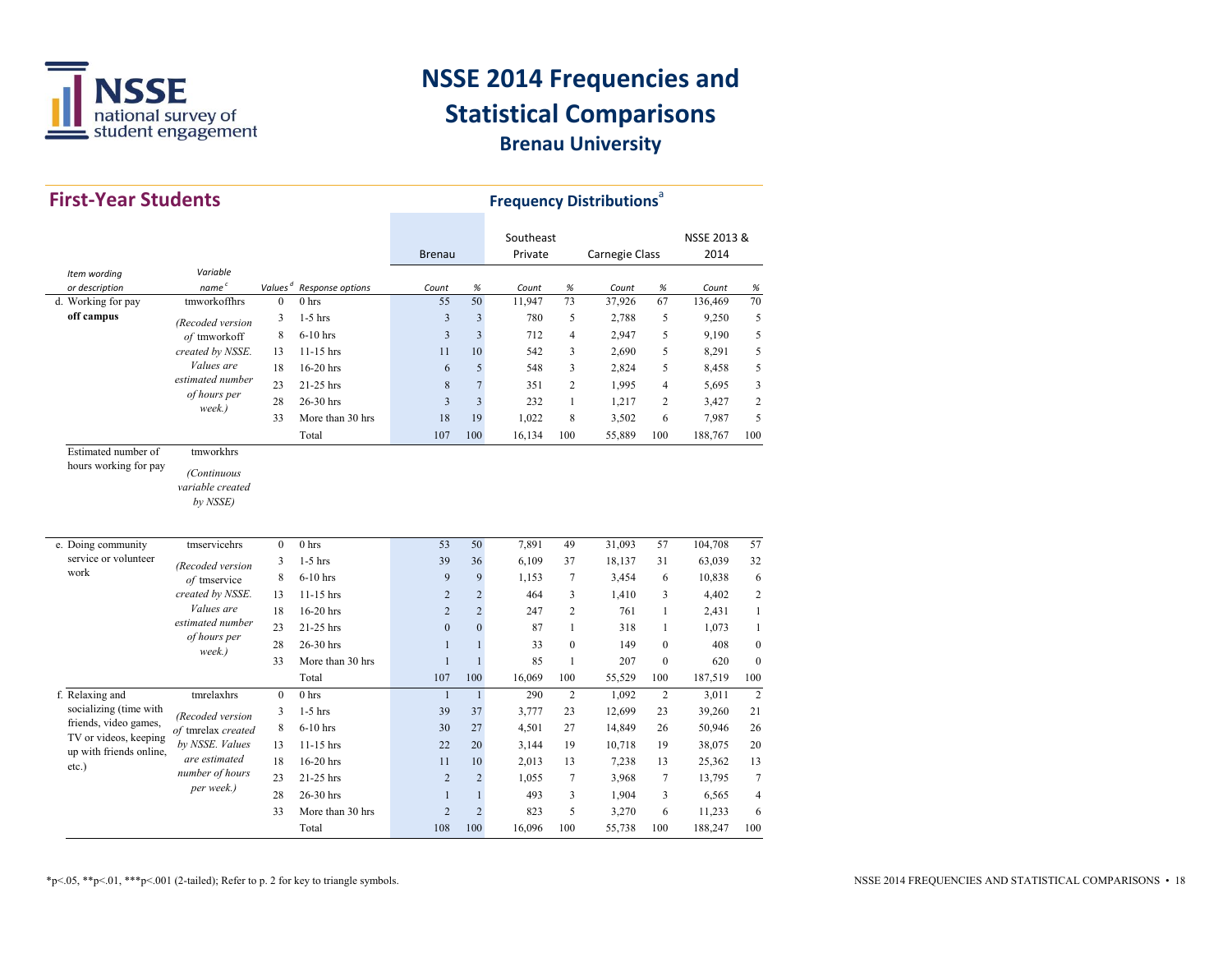# NSSE 2014 Frequencies and Statistical Comparisons

## Brenau University

## First-Year Students

### Frequency Distributions[a]

| Item wording or description | Variable name[c] | Values[d] | Response options | Brenau Count | Brenau % | Southeast Private Count | Southeast Private % | Carnegie Class Count | Carnegie Class % | NSSE 2013 & 2014 Count | NSSE 2013 & 2014 % |
|---|---|---|---|---|---|---|---|---|---|---|---|
| d. Working for pay **off campus** | tmworkoffhrs *(Recoded version of* tmworkoff *created by NSSE. Values are estimated number of hours per week.)* | 0 | 0 hrs | 55 | 50 | 11,947 | 73 | 37,926 | 67 | 136,469 | 70 |
| | | 3 | 1-5 hrs | 3 | 3 | 780 | 5 | 2,788 | 5 | 9,250 | 5 |
| | | 8 | 6-10 hrs | 3 | 3 | 712 | 4 | 2,947 | 5 | 9,190 | 5 |
| | | 13 | 11-15 hrs | 11 | 10 | 542 | 3 | 2,690 | 5 | 8,291 | 5 |
| | | 18 | 16-20 hrs | 6 | 5 | 548 | 3 | 2,824 | 5 | 8,458 | 5 |
| | | 23 | 21-25 hrs | 8 | 7 | 351 | 2 | 1,995 | 4 | 5,695 | 3 |
| | | 28 | 26-30 hrs | 3 | 3 | 232 | 1 | 1,217 | 2 | 3,427 | 2 |
| | | 33 | More than 30 hrs | 18 | 19 | 1,022 | 8 | 3,502 | 6 | 7,987 | 5 |
| | | | Total | 107 | 100 | 16,134 | 100 | 55,889 | 100 | 188,767 | 100 |
| Estimated number of hours working for pay | tmworkhrs *(Continuous variable created by NSSE)* | | | | | | | | | | |
| e. Doing community service or volunteer work | tmservicehrs *(Recoded version of* tmservice *created by NSSE. Values are estimated number of hours per week.)* | 0 | 0 hrs | 53 | 50 | 7,891 | 49 | 31,093 | 57 | 104,708 | 57 |
| | | 3 | 1-5 hrs | 39 | 36 | 6,109 | 37 | 18,137 | 31 | 63,039 | 32 |
| | | 8 | 6-10 hrs | 9 | 9 | 1,153 | 7 | 3,454 | 6 | 10,838 | 6 |
| | | 13 | 11-15 hrs | 2 | 2 | 464 | 3 | 1,410 | 3 | 4,402 | 2 |
| | | 18 | 16-20 hrs | 2 | 2 | 247 | 2 | 761 | 1 | 2,431 | 1 |
| | | 23 | 21-25 hrs | 0 | 0 | 87 | 1 | 318 | 1 | 1,073 | 1 |
| | | 28 | 26-30 hrs | 1 | 1 | 33 | 0 | 149 | 0 | 408 | 0 |
| | | 33 | More than 30 hrs | 1 | 1 | 85 | 1 | 207 | 0 | 620 | 0 |
| | | | Total | 107 | 100 | 16,069 | 100 | 55,529 | 100 | 187,519 | 100 |
| f. Relaxing and socializing (time with friends, video games, TV or videos, keeping up with friends online, etc.) | tmrelaxhrs *(Recoded version of* tmrelax *created by NSSE. Values are estimated number of hours per week.)* | 0 | 0 hrs | 1 | 1 | 290 | 2 | 1,092 | 2 | 3,011 | 2 |
| | | 3 | 1-5 hrs | 39 | 37 | 3,777 | 23 | 12,699 | 23 | 39,260 | 21 |
| | | 8 | 6-10 hrs | 30 | 27 | 4,501 | 27 | 14,849 | 26 | 50,946 | 26 |
| | | 13 | 11-15 hrs | 22 | 20 | 3,144 | 19 | 10,718 | 19 | 38,075 | 20 |
| | | 18 | 16-20 hrs | 11 | 10 | 2,013 | 13 | 7,238 | 13 | 25,362 | 13 |
| | | 23 | 21-25 hrs | 2 | 2 | 1,055 | 7 | 3,968 | 7 | 13,795 | 7 |
| | | 28 | 26-30 hrs | 1 | 1 | 493 | 3 | 1,904 | 3 | 6,565 | 4 |
| | | 33 | More than 30 hrs | 2 | 2 | 823 | 5 | 3,270 | 6 | 11,233 | 6 |
| | | | Total | 108 | 100 | 16,096 | 100 | 55,738 | 100 | 188,247 | 100 |

*p<.05, **p<.01, ***p<.001 (2-tailed); Refer to p. 2 for key to triangle symbols.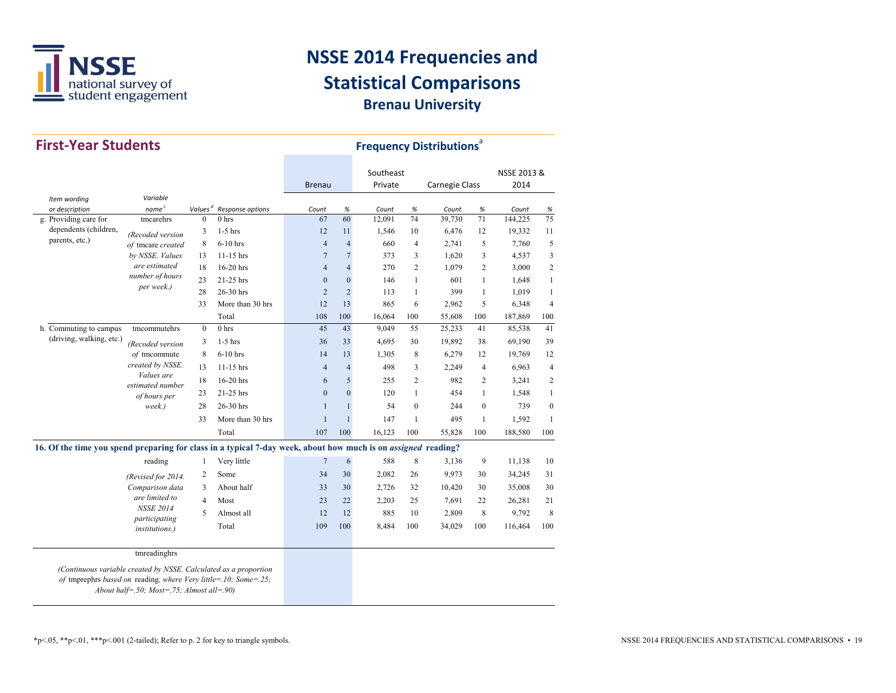# NSSE 2014 Frequencies and Statistical Comparisons

## Brenau University

## First-Year Students

### Frequency Distributions[a]

| Item wording or description | Variable name[c] | Values[d] | Response options | Brenau Count | Brenau % | Southeast Private Count | Southeast Private % | Carnegie Class Count | Carnegie Class % | NSSE 2013 & 2014 Count | NSSE 2013 & 2014 % |
|---|---|---|---|---|---|---|---|---|---|---|---|
| g. Providing care for dependents (children, parents, etc.) | tmcarehrs | 0 | 0 hrs | 67 | 60 | 12,091 | 74 | 39,730 | 71 | 144,225 | 75 |
| | *(Recoded version of* tmcare *created by NSSE. Values are estimated number of hours per week.)* | 3 | 1-5 hrs | 12 | 11 | 1,546 | 10 | 6,476 | 12 | 19,332 | 11 |
| | | 8 | 6-10 hrs | 4 | 4 | 660 | 4 | 2,741 | 5 | 7,760 | 5 |
| | | 13 | 11-15 hrs | 7 | 7 | 373 | 3 | 1,620 | 3 | 4,537 | 3 |
| | | 18 | 16-20 hrs | 4 | 4 | 270 | 2 | 1,079 | 2 | 3,000 | 2 |
| | | 23 | 21-25 hrs | 0 | 0 | 146 | 1 | 601 | 1 | 1,648 | 1 |
| | | 28 | 26-30 hrs | 2 | 2 | 113 | 1 | 399 | 1 | 1,019 | 1 |
| | | 33 | More than 30 hrs | 12 | 13 | 865 | 6 | 2,962 | 5 | 6,348 | 4 |
| | | | Total | 108 | 100 | 16,064 | 100 | 55,608 | 100 | 187,869 | 100 |
| h. Commuting to campus (driving, walking, etc.) | tmcommutehrs | 0 | 0 hrs | 45 | 43 | 9,049 | 55 | 25,233 | 41 | 85,538 | 41 |
| | *(Recoded version of* tmcommute *created by NSSE. Values are estimated number of hours per week.)* | 3 | 1-5 hrs | 36 | 33 | 4,695 | 30 | 19,892 | 38 | 69,190 | 39 |
| | | 8 | 6-10 hrs | 14 | 13 | 1,305 | 8 | 6,279 | 12 | 19,769 | 12 |
| | | 13 | 11-15 hrs | 4 | 4 | 498 | 3 | 2,249 | 4 | 6,963 | 4 |
| | | 18 | 16-20 hrs | 6 | 5 | 255 | 2 | 982 | 2 | 3,241 | 2 |
| | | 23 | 21-25 hrs | 0 | 0 | 120 | 1 | 454 | 1 | 1,548 | 1 |
| | | 28 | 26-30 hrs | 1 | 1 | 54 | 0 | 244 | 0 | 739 | 0 |
| | | 33 | More than 30 hrs | 1 | 1 | 147 | 1 | 495 | 1 | 1,592 | 1 |
| | | | Total | 107 | 100 | 16,123 | 100 | 55,828 | 100 | 188,580 | 100 |
| **16. Of the time you spend preparing for class in a typical 7-day week, about how much is on *assigned* reading?** | | | | | | | | | | | |
| | reading | 1 | Very little | 7 | 6 | 588 | 8 | 3,136 | 9 | 11,138 | 10 |
| | *(Revised for 2014. Comparison data are limited to NSSE 2014 participating institutions.)* | 2 | Some | 34 | 30 | 2,082 | 26 | 9,973 | 30 | 34,245 | 31 |
| | | 3 | About half | 33 | 30 | 2,726 | 32 | 10,420 | 30 | 35,008 | 30 |
| | | 4 | Most | 23 | 22 | 2,203 | 25 | 7,691 | 22 | 26,281 | 21 |
| | | 5 | Almost all | 12 | 12 | 885 | 10 | 2,809 | 8 | 9,792 | 8 |
| | | | Total | 109 | 100 | 8,484 | 100 | 34,029 | 100 | 116,464 | 100 |
| | tmreadinghrs | | | | | | | | | | |

*(Continuous variable created by NSSE. Calculated as a proportion of* tmprephrs *based on* reading*, where Very little=.10; Some=.25; About half=.50; Most=.75; Almost all=.90)*

*p<.05, **p<.01, ***p<.001 (2-tailed); Refer to p. 2 for key to triangle symbols.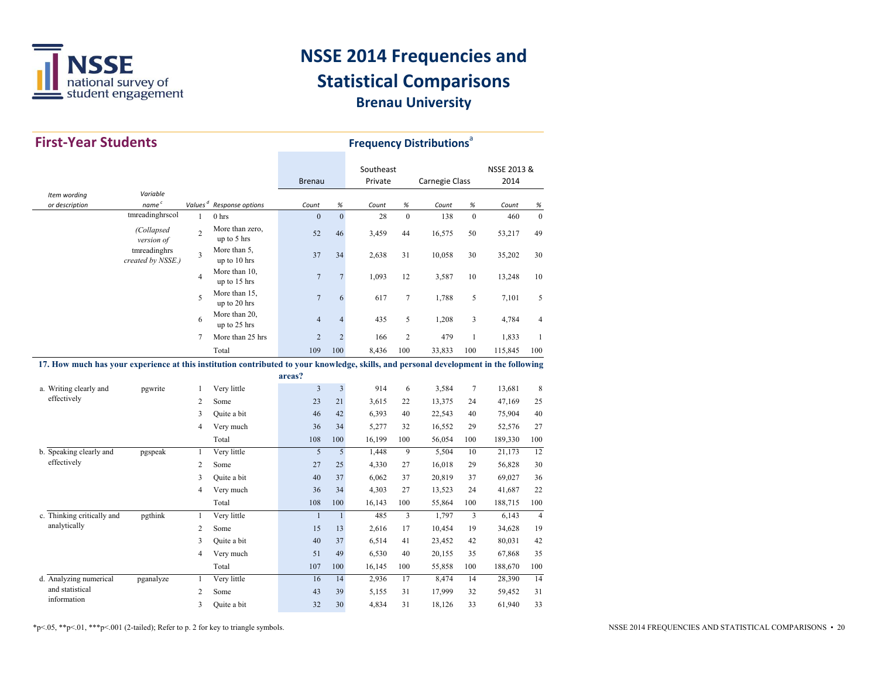# NSSE 2014 Frequencies and Statistical Comparisons

## Brenau University

## First-Year Students

### Frequency Distributions[a]

| Item wording or description | Variable name[c] | Values[d] | Response options | Brenau Count | Brenau % | Southeast Private Count | Southeast Private % | Carnegie Class Count | Carnegie Class % | NSSE 2013 & 2014 Count | NSSE 2013 & 2014 % |
|---|---|---|---|---|---|---|---|---|---|---|---|
| | tmreadinghrscol | 1 | 0 hrs | 0 | 0 | 28 | 0 | 138 | 0 | 460 | 0 |
| | *(Collapsed version of* | 2 | More than zero, up to 5 hrs | 52 | 46 | 3,459 | 44 | 16,575 | 50 | 53,217 | 49 |
| | tmreadinghrs *created by NSSE.)* | 3 | More than 5, up to 10 hrs | 37 | 34 | 2,638 | 31 | 10,058 | 30 | 35,202 | 30 |
| | | 4 | More than 10, up to 15 hrs | 7 | 7 | 1,093 | 12 | 3,587 | 10 | 13,248 | 10 |
| | | 5 | More than 15, up to 20 hrs | 7 | 6 | 617 | 7 | 1,788 | 5 | 7,101 | 5 |
| | | 6 | More than 20, up to 25 hrs | 4 | 4 | 435 | 5 | 1,208 | 3 | 4,784 | 4 |
| | | 7 | More than 25 hrs | 2 | 2 | 166 | 2 | 479 | 1 | 1,833 | 1 |
| | | | Total | 109 | 100 | 8,436 | 100 | 33,833 | 100 | 115,845 | 100 |
| **17. How much has your experience at this institution contributed to your knowledge, skills, and personal development in the following areas?** | | | | | | | | | | | |
| a. Writing clearly and effectively | pgwrite | 1 | Very little | 3 | 3 | 914 | 6 | 3,584 | 7 | 13,681 | 8 |
| | | 2 | Some | 23 | 21 | 3,615 | 22 | 13,375 | 24 | 47,169 | 25 |
| | | 3 | Quite a bit | 46 | 42 | 6,393 | 40 | 22,543 | 40 | 75,904 | 40 |
| | | 4 | Very much | 36 | 34 | 5,277 | 32 | 16,552 | 29 | 52,576 | 27 |
| | | | Total | 108 | 100 | 16,199 | 100 | 56,054 | 100 | 189,330 | 100 |
| b. Speaking clearly and effectively | pgspeak | 1 | Very little | 5 | 5 | 1,448 | 9 | 5,504 | 10 | 21,173 | 12 |
| | | 2 | Some | 27 | 25 | 4,330 | 27 | 16,018 | 29 | 56,828 | 30 |
| | | 3 | Quite a bit | 40 | 37 | 6,062 | 37 | 20,819 | 37 | 69,027 | 36 |
| | | 4 | Very much | 36 | 34 | 4,303 | 27 | 13,523 | 24 | 41,687 | 22 |
| | | | Total | 108 | 100 | 16,143 | 100 | 55,864 | 100 | 188,715 | 100 |
| c. Thinking critically and analytically | pgthink | 1 | Very little | 1 | 1 | 485 | 3 | 1,797 | 3 | 6,143 | 4 |
| | | 2 | Some | 15 | 13 | 2,616 | 17 | 10,454 | 19 | 34,628 | 19 |
| | | 3 | Quite a bit | 40 | 37 | 6,514 | 41 | 23,452 | 42 | 80,031 | 42 |
| | | 4 | Very much | 51 | 49 | 6,530 | 40 | 20,155 | 35 | 67,868 | 35 |
| | | | Total | 107 | 100 | 16,145 | 100 | 55,858 | 100 | 188,670 | 100 |
| d. Analyzing numerical and statistical information | pganalyze | 1 | Very little | 16 | 14 | 2,936 | 17 | 8,474 | 14 | 28,390 | 14 |
| | | 2 | Some | 43 | 39 | 5,155 | 31 | 17,999 | 32 | 59,452 | 31 |
| | | 3 | Quite a bit | 32 | 30 | 4,834 | 31 | 18,126 | 33 | 61,940 | 33 |

*p<.05, **p<.01, ***p<.001 (2-tailed); Refer to p. 2 for key to triangle symbols.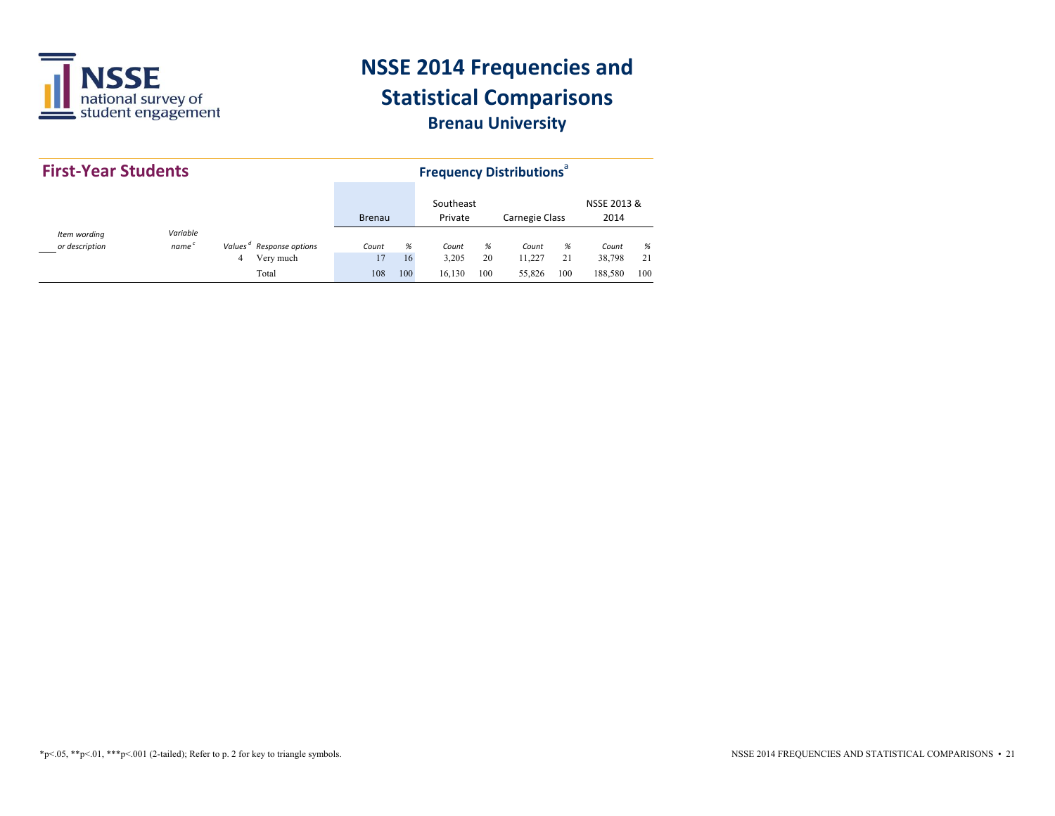# NSSE 2014 Frequencies and Statistical Comparisons

## Brenau University

### First-Year Students

**Frequency Distributions**[a]

| Item wording or description | Variable name[c] | Values[d] | Response options | Brenau Count | Brenau % | Southeast Private Count | Southeast Private % | Carnegie Class Count | Carnegie Class % | NSSE 2013 & 2014 Count | NSSE 2013 & 2014 % |
|---|---|---|---|---|---|---|---|---|---|---|---|
| | | 4 | Very much | 17 | 16 | 3,205 | 20 | 11,227 | 21 | 38,798 | 21 |
| | | | Total | 108 | 100 | 16,130 | 100 | 55,826 | 100 | 188,580 | 100 |

*p<.05, **p<.01, ***p<.001 (2-tailed); Refer to p. 2 for key to triangle symbols.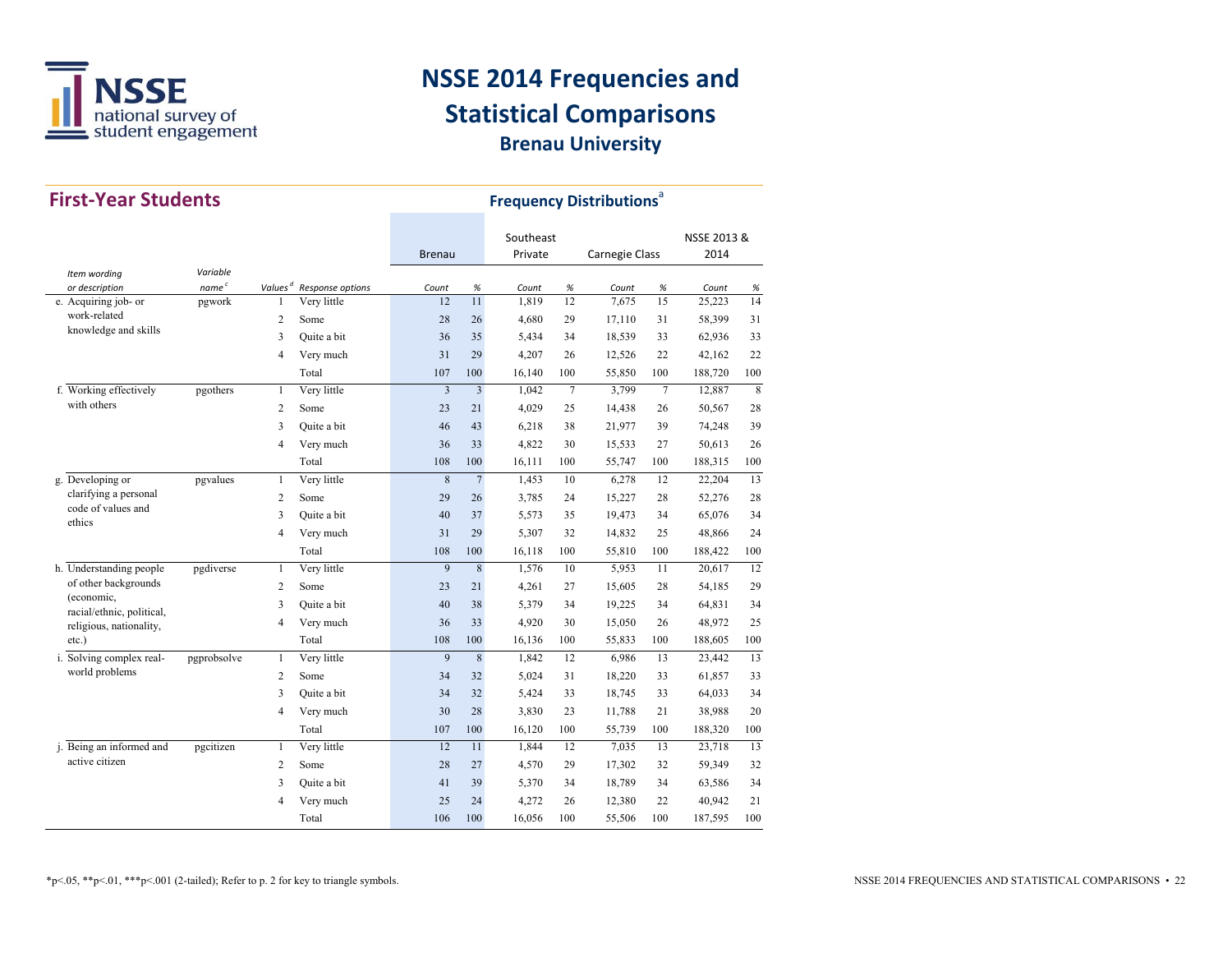# NSSE 2014 Frequencies and Statistical Comparisons

## Brenau University

## First-Year Students

### Frequency Distributions[a]

| Item wording or description | Variable name[c] | Values[d] | Response options | Brenau Count | Brenau % | Southeast Private Count | Southeast Private % | Carnegie Class Count | Carnegie Class % | NSSE 2013 & 2014 Count | NSSE 2013 & 2014 % |
|---|---|---|---|---|---|---|---|---|---|---|---|
| e. Acquiring job- or work-related knowledge and skills | pgwork | 1 | Very little | 12 | 11 | 1,819 | 12 | 7,675 | 15 | 25,223 | 14 |
| | | 2 | Some | 28 | 26 | 4,680 | 29 | 17,110 | 31 | 58,399 | 31 |
| | | 3 | Quite a bit | 36 | 35 | 5,434 | 34 | 18,539 | 33 | 62,936 | 33 |
| | | 4 | Very much | 31 | 29 | 4,207 | 26 | 12,526 | 22 | 42,162 | 22 |
| | | | Total | 107 | 100 | 16,140 | 100 | 55,850 | 100 | 188,720 | 100 |
| f. Working effectively with others | pgothers | 1 | Very little | 3 | 3 | 1,042 | 7 | 3,799 | 7 | 12,887 | 8 |
| | | 2 | Some | 23 | 21 | 4,029 | 25 | 14,438 | 26 | 50,567 | 28 |
| | | 3 | Quite a bit | 46 | 43 | 6,218 | 38 | 21,977 | 39 | 74,248 | 39 |
| | | 4 | Very much | 36 | 33 | 4,822 | 30 | 15,533 | 27 | 50,613 | 26 |
| | | | Total | 108 | 100 | 16,111 | 100 | 55,747 | 100 | 188,315 | 100 |
| g. Developing or clarifying a personal code of values and ethics | pgvalues | 1 | Very little | 8 | 7 | 1,453 | 10 | 6,278 | 12 | 22,204 | 13 |
| | | 2 | Some | 29 | 26 | 3,785 | 24 | 15,227 | 28 | 52,276 | 28 |
| | | 3 | Quite a bit | 40 | 37 | 5,573 | 35 | 19,473 | 34 | 65,076 | 34 |
| | | 4 | Very much | 31 | 29 | 5,307 | 32 | 14,832 | 25 | 48,866 | 24 |
| | | | Total | 108 | 100 | 16,118 | 100 | 55,810 | 100 | 188,422 | 100 |
| h. Understanding people of other backgrounds (economic, racial/ethnic, political, religious, nationality, etc.) | pgdiverse | 1 | Very little | 9 | 8 | 1,576 | 10 | 5,953 | 11 | 20,617 | 12 |
| | | 2 | Some | 23 | 21 | 4,261 | 27 | 15,605 | 28 | 54,185 | 29 |
| | | 3 | Quite a bit | 40 | 38 | 5,379 | 34 | 19,225 | 34 | 64,831 | 34 |
| | | 4 | Very much | 36 | 33 | 4,920 | 30 | 15,050 | 26 | 48,972 | 25 |
| | | | Total | 108 | 100 | 16,136 | 100 | 55,833 | 100 | 188,605 | 100 |
| i. Solving complex real-world problems | pgprobsolve | 1 | Very little | 9 | 8 | 1,842 | 12 | 6,986 | 13 | 23,442 | 13 |
| | | 2 | Some | 34 | 32 | 5,024 | 31 | 18,220 | 33 | 61,857 | 33 |
| | | 3 | Quite a bit | 34 | 32 | 5,424 | 33 | 18,745 | 33 | 64,033 | 34 |
| | | 4 | Very much | 30 | 28 | 3,830 | 23 | 11,788 | 21 | 38,988 | 20 |
| | | | Total | 107 | 100 | 16,120 | 100 | 55,739 | 100 | 188,320 | 100 |
| j. Being an informed and active citizen | pgcitizen | 1 | Very little | 12 | 11 | 1,844 | 12 | 7,035 | 13 | 23,718 | 13 |
| | | 2 | Some | 28 | 27 | 4,570 | 29 | 17,302 | 32 | 59,349 | 32 |
| | | 3 | Quite a bit | 41 | 39 | 5,370 | 34 | 18,789 | 34 | 63,586 | 34 |
| | | 4 | Very much | 25 | 24 | 4,272 | 26 | 12,380 | 22 | 40,942 | 21 |
| | | | Total | 106 | 100 | 16,056 | 100 | 55,506 | 100 | 187,595 | 100 |

*p<.05, **p<.01, ***p<.001 (2-tailed); Refer to p. 2 for key to triangle symbols.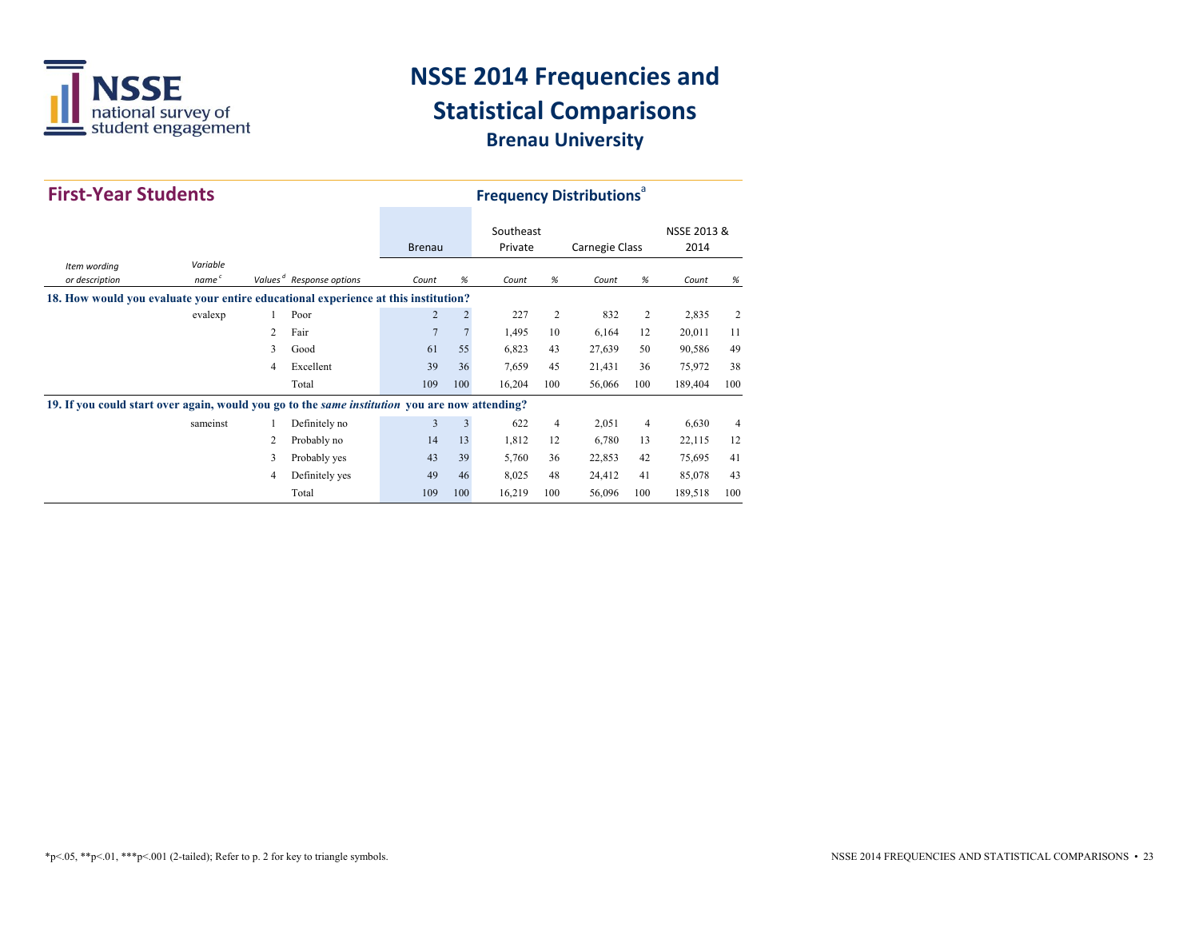# NSSE 2014 Frequencies and Statistical Comparisons

## Brenau University

## First-Year Students

### Frequency Distributions[a]

| Item wording or description | Variable name[c] | Values[d] | Response options | Brenau Count | Brenau % | Southeast Private Count | Southeast Private % | Carnegie Class Count | Carnegie Class % | NSSE 2013 & 2014 Count | NSSE 2013 & 2014 % |
|---|---|---|---|---|---|---|---|---|---|---|---|
| **18. How would you evaluate your entire educational experience at this institution?** | | | | | | | | | | | |
| | evalexp | 1 | Poor | 2 | 2 | 227 | 2 | 832 | 2 | 2,835 | 2 |
| | | 2 | Fair | 7 | 7 | 1,495 | 10 | 6,164 | 12 | 20,011 | 11 |
| | | 3 | Good | 61 | 55 | 6,823 | 43 | 27,639 | 50 | 90,586 | 49 |
| | | 4 | Excellent | 39 | 36 | 7,659 | 45 | 21,431 | 36 | 75,972 | 38 |
| | | | Total | 109 | 100 | 16,204 | 100 | 56,066 | 100 | 189,404 | 100 |
| **19. If you could start over again, would you go to the *same institution* you are now attending?** | | | | | | | | | | | |
| | sameinst | 1 | Definitely no | 3 | 3 | 622 | 4 | 2,051 | 4 | 6,630 | 4 |
| | | 2 | Probably no | 14 | 13 | 1,812 | 12 | 6,780 | 13 | 22,115 | 12 |
| | | 3 | Probably yes | 43 | 39 | 5,760 | 36 | 22,853 | 42 | 75,695 | 41 |
| | | 4 | Definitely yes | 49 | 46 | 8,025 | 48 | 24,412 | 41 | 85,078 | 43 |
| | | | Total | 109 | 100 | 16,219 | 100 | 56,096 | 100 | 189,518 | 100 |

*p<.05, **p<.01, ***p<.001 (2-tailed); Refer to p. 2 for key to triangle symbols.